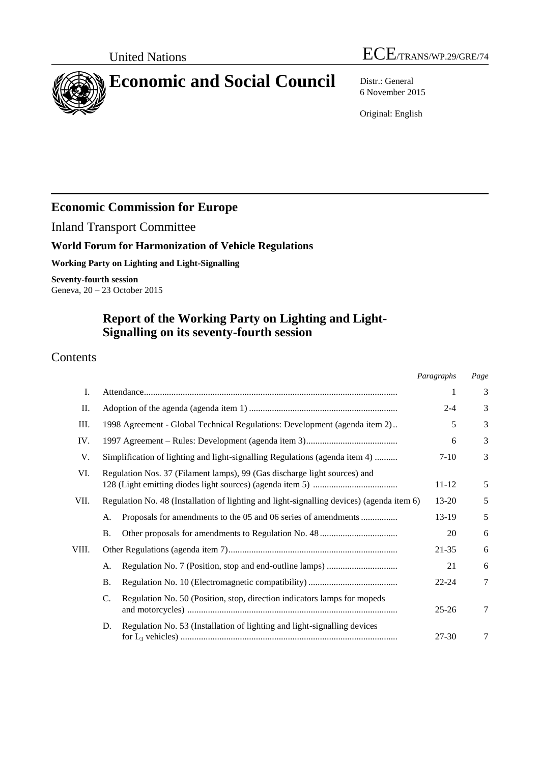United Nations

ECE/TRANS/WP.29/GRE/74

# Economic and Social Council

Distr.: General
6 November 2015

Original: English

## Economic Commission for Europe

Inland Transport Committee

### World Forum for Harmonization of Vehicle Regulations

**Working Party on Lighting and Light-Signalling**

**Seventy-fourth session**
Geneva, 20 – 23 October 2015

## Report of the Working Party on Lighting and Light-Signalling on its seventy-fourth session

## Contents

| | | | *Paragraphs* | *Page* |
|---|---|---|---|---|
| I. | Attendance | | 1 | 3 |
| II. | Adoption of the agenda (agenda item 1) | | 2-4 | 3 |
| III. | 1998 Agreement - Global Technical Regulations: Development (agenda item 2) | | 5 | 3 |
| IV. | 1997 Agreement – Rules: Development (agenda item 3) | | 6 | 3 |
| V. | Simplification of lighting and light-signalling Regulations (agenda item 4) | | 7-10 | 3 |
| VI. | Regulation Nos. 37 (Filament lamps), 99 (Gas discharge light sources) and 128 (Light emitting diodes light sources) (agenda item 5) | | 11-12 | 5 |
| VII. | Regulation No. 48 (Installation of lighting and light-signalling devices) (agenda item 6) | | 13-20 | 5 |
| | A. | Proposals for amendments to the 05 and 06 series of amendments | 13-19 | 5 |
| | B. | Other proposals for amendments to Regulation No. 48 | 20 | 6 |
| VIII. | Other Regulations (agenda item 7) | | 21-35 | 6 |
| | A. | Regulation No. 7 (Position, stop and end-outline lamps) | 21 | 6 |
| | B. | Regulation No. 10 (Electromagnetic compatibility) | 22-24 | 7 |
| | C. | Regulation No. 50 (Position, stop, direction indicators lamps for mopeds and motorcycles) | 25-26 | 7 |
| | D. | Regulation No. 53 (Installation of lighting and light-signalling devices for $L_3$ vehicles) | 27-30 | 7 |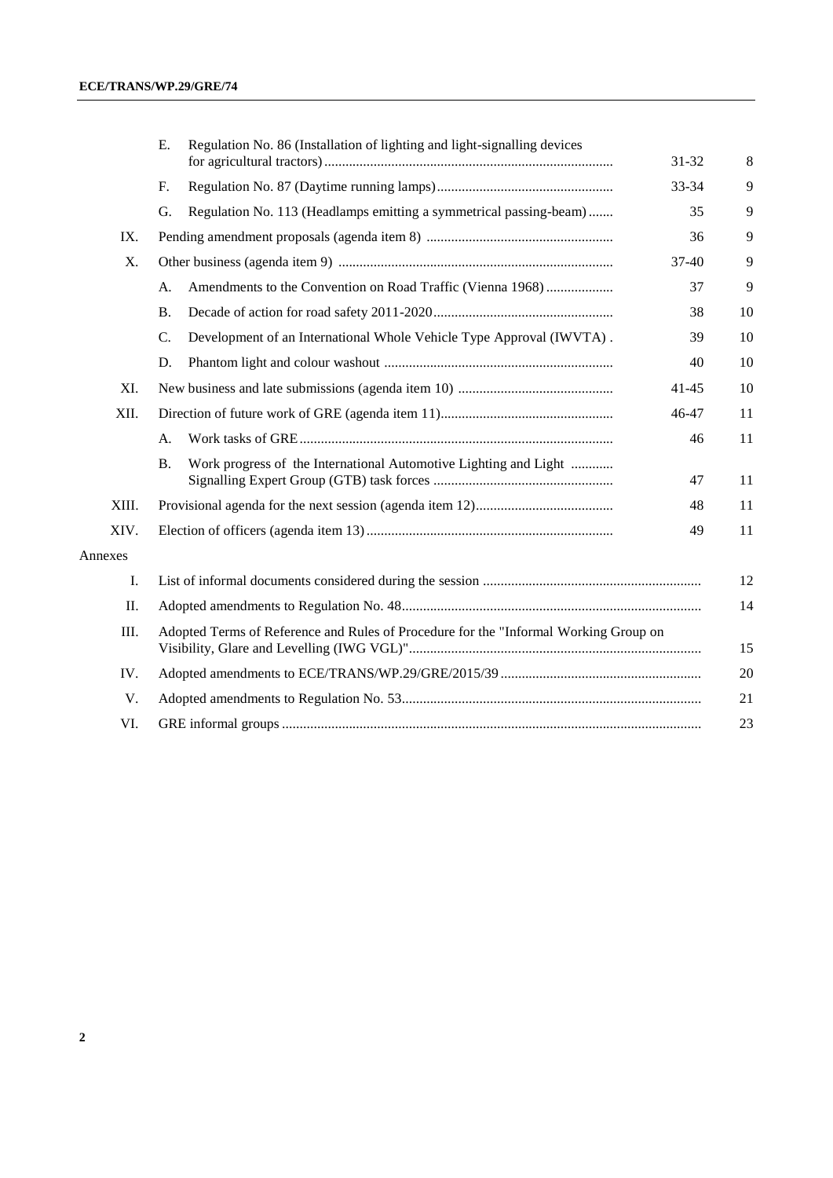| | | | | |
|---|---|---|---|---|
| | E. | Regulation No. 86 (Installation of lighting and light-signalling devices for agricultural tractors) | 31-32 | 8 |
| | F. | Regulation No. 87 (Daytime running lamps) | 33-34 | 9 |
| | G. | Regulation No. 113 (Headlamps emitting a symmetrical passing-beam) | 35 | 9 |
| IX. | | Pending amendment proposals (agenda item 8) | 36 | 9 |
| X. | | Other business (agenda item 9) | 37-40 | 9 |
| | A. | Amendments to the Convention on Road Traffic (Vienna 1968) | 37 | 9 |
| | B. | Decade of action for road safety 2011-2020 | 38 | 10 |
| | C. | Development of an International Whole Vehicle Type Approval (IWVTA) . | 39 | 10 |
| | D. | Phantom light and colour washout | 40 | 10 |
| XI. | | New business and late submissions (agenda item 10) | 41-45 | 10 |
| XII. | | Direction of future work of GRE (agenda item 11) | 46-47 | 11 |
| | A. | Work tasks of GRE | 46 | 11 |
| | B. | Work progress of the International Automotive Lighting and Light Signalling Expert Group (GTB) task forces | 47 | 11 |
| XIII. | | Provisional agenda for the next session (agenda item 12) | 48 | 11 |
| XIV. | | Election of officers (agenda item 13) | 49 | 11 |

Annexes

| | | |
|---|---|---|
| I. | List of informal documents considered during the session | 12 |
| II. | Adopted amendments to Regulation No. 48 | 14 |
| III. | Adopted Terms of Reference and Rules of Procedure for the "Informal Working Group on Visibility, Glare and Levelling (IWG VGL)" | 15 |
| IV. | Adopted amendments to ECE/TRANS/WP.29/GRE/2015/39 | 20 |
| V. | Adopted amendments to Regulation No. 53 | 21 |
| VI. | GRE informal groups | 23 |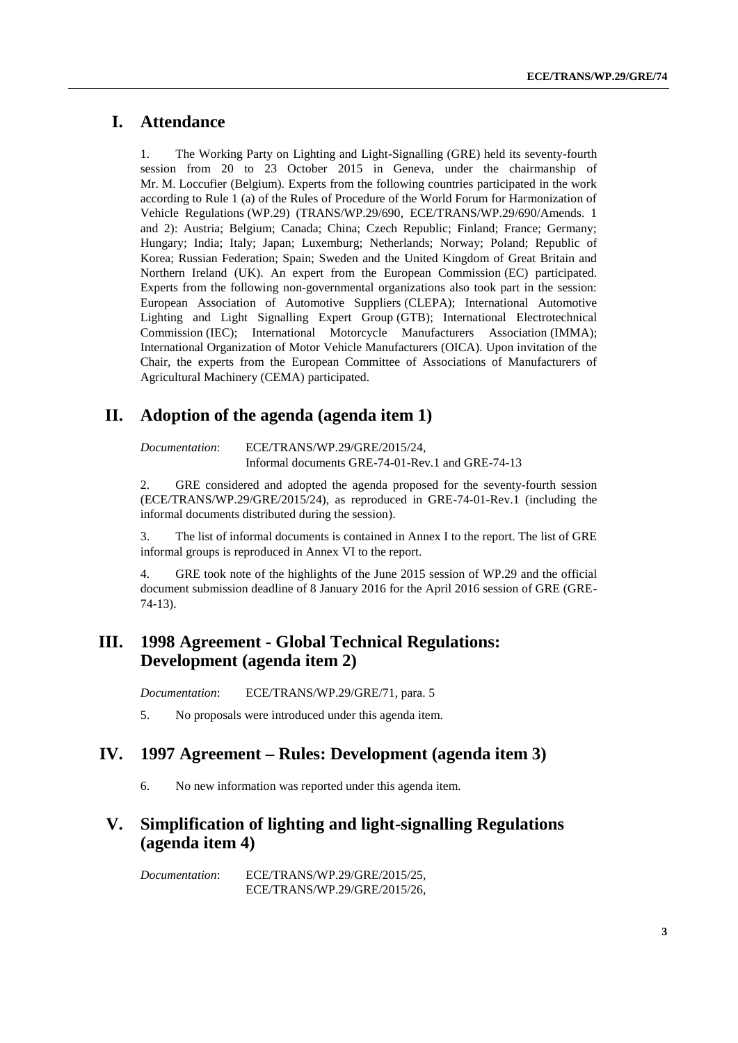## I. Attendance

1. The Working Party on Lighting and Light-Signalling (GRE) held its seventy-fourth session from 20 to 23 October 2015 in Geneva, under the chairmanship of Mr. M. Loccufier (Belgium). Experts from the following countries participated in the work according to Rule 1 (a) of the Rules of Procedure of the World Forum for Harmonization of Vehicle Regulations (WP.29) (TRANS/WP.29/690, ECE/TRANS/WP.29/690/Amends. 1 and 2): Austria; Belgium; Canada; China; Czech Republic; Finland; France; Germany; Hungary; India; Italy; Japan; Luxemburg; Netherlands; Norway; Poland; Republic of Korea; Russian Federation; Spain; Sweden and the United Kingdom of Great Britain and Northern Ireland (UK). An expert from the European Commission (EC) participated. Experts from the following non-governmental organizations also took part in the session: European Association of Automotive Suppliers (CLEPA); International Automotive Lighting and Light Signalling Expert Group (GTB); International Electrotechnical Commission (IEC); International Motorcycle Manufacturers Association (IMMA); International Organization of Motor Vehicle Manufacturers (OICA). Upon invitation of the Chair, the experts from the European Committee of Associations of Manufacturers of Agricultural Machinery (CEMA) participated.

## II. Adoption of the agenda (agenda item 1)

*Documentation*: ECE/TRANS/WP.29/GRE/2015/24,
Informal documents GRE-74-01-Rev.1 and GRE-74-13

2. GRE considered and adopted the agenda proposed for the seventy-fourth session (ECE/TRANS/WP.29/GRE/2015/24), as reproduced in GRE-74-01-Rev.1 (including the informal documents distributed during the session).

3. The list of informal documents is contained in Annex I to the report. The list of GRE informal groups is reproduced in Annex VI to the report.

4. GRE took note of the highlights of the June 2015 session of WP.29 and the official document submission deadline of 8 January 2016 for the April 2016 session of GRE (GRE-74-13).

## III. 1998 Agreement - Global Technical Regulations: Development (agenda item 2)

*Documentation*: ECE/TRANS/WP.29/GRE/71, para. 5

5. No proposals were introduced under this agenda item.

## IV. 1997 Agreement – Rules: Development (agenda item 3)

6. No new information was reported under this agenda item.

## V. Simplification of lighting and light-signalling Regulations (agenda item 4)

*Documentation*: ECE/TRANS/WP.29/GRE/2015/25,
ECE/TRANS/WP.29/GRE/2015/26,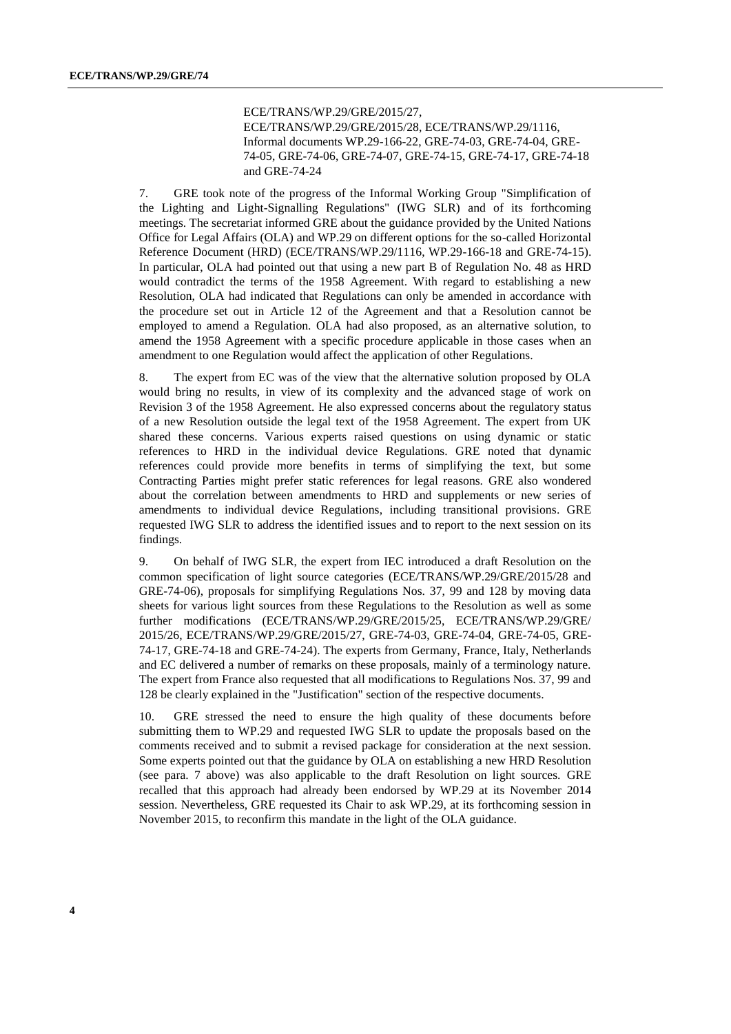ECE/TRANS/WP.29/GRE/2015/27, ECE/TRANS/WP.29/GRE/2015/28, ECE/TRANS/WP.29/1116, Informal documents WP.29-166-22, GRE-74-03, GRE-74-04, GRE-74-05, GRE-74-06, GRE-74-07, GRE-74-15, GRE-74-17, GRE-74-18 and GRE-74-24

7. GRE took note of the progress of the Informal Working Group "Simplification of the Lighting and Light-Signalling Regulations" (IWG SLR) and of its forthcoming meetings. The secretariat informed GRE about the guidance provided by the United Nations Office for Legal Affairs (OLA) and WP.29 on different options for the so-called Horizontal Reference Document (HRD) (ECE/TRANS/WP.29/1116, WP.29-166-18 and GRE-74-15). In particular, OLA had pointed out that using a new part B of Regulation No. 48 as HRD would contradict the terms of the 1958 Agreement. With regard to establishing a new Resolution, OLA had indicated that Regulations can only be amended in accordance with the procedure set out in Article 12 of the Agreement and that a Resolution cannot be employed to amend a Regulation. OLA had also proposed, as an alternative solution, to amend the 1958 Agreement with a specific procedure applicable in those cases when an amendment to one Regulation would affect the application of other Regulations.

8. The expert from EC was of the view that the alternative solution proposed by OLA would bring no results, in view of its complexity and the advanced stage of work on Revision 3 of the 1958 Agreement. He also expressed concerns about the regulatory status of a new Resolution outside the legal text of the 1958 Agreement. The expert from UK shared these concerns. Various experts raised questions on using dynamic or static references to HRD in the individual device Regulations. GRE noted that dynamic references could provide more benefits in terms of simplifying the text, but some Contracting Parties might prefer static references for legal reasons. GRE also wondered about the correlation between amendments to HRD and supplements or new series of amendments to individual device Regulations, including transitional provisions. GRE requested IWG SLR to address the identified issues and to report to the next session on its findings.

9. On behalf of IWG SLR, the expert from IEC introduced a draft Resolution on the common specification of light source categories (ECE/TRANS/WP.29/GRE/2015/28 and GRE-74-06), proposals for simplifying Regulations Nos. 37, 99 and 128 by moving data sheets for various light sources from these Regulations to the Resolution as well as some further modifications (ECE/TRANS/WP.29/GRE/2015/25, ECE/TRANS/WP.29/GRE/2015/26, ECE/TRANS/WP.29/GRE/2015/27, GRE-74-03, GRE-74-04, GRE-74-05, GRE-74-17, GRE-74-18 and GRE-74-24). The experts from Germany, France, Italy, Netherlands and EC delivered a number of remarks on these proposals, mainly of a terminology nature. The expert from France also requested that all modifications to Regulations Nos. 37, 99 and 128 be clearly explained in the "Justification" section of the respective documents.

10. GRE stressed the need to ensure the high quality of these documents before submitting them to WP.29 and requested IWG SLR to update the proposals based on the comments received and to submit a revised package for consideration at the next session. Some experts pointed out that the guidance by OLA on establishing a new HRD Resolution (see para. 7 above) was also applicable to the draft Resolution on light sources. GRE recalled that this approach had already been endorsed by WP.29 at its November 2014 session. Nevertheless, GRE requested its Chair to ask WP.29, at its forthcoming session in November 2015, to reconfirm this mandate in the light of the OLA guidance.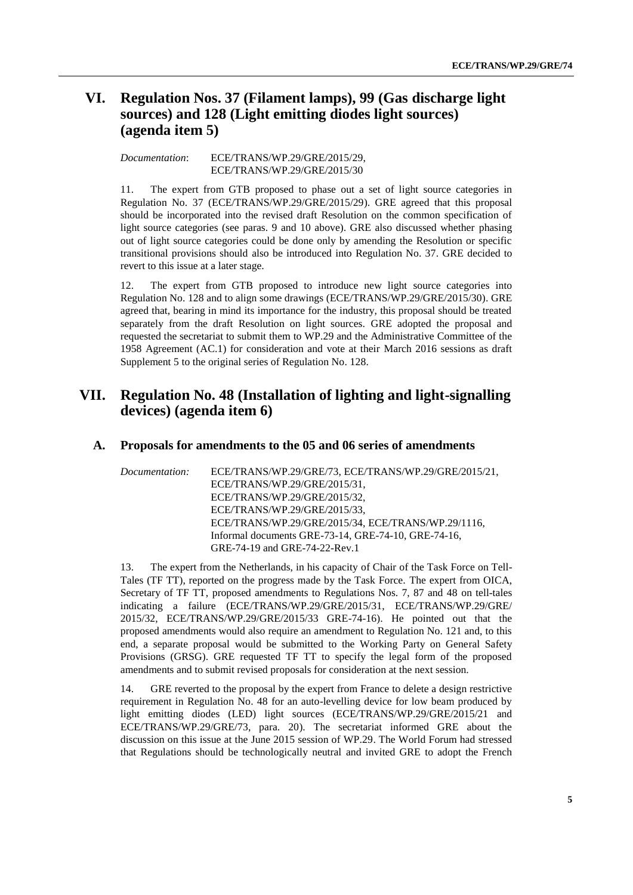## VI. Regulation Nos. 37 (Filament lamps), 99 (Gas discharge light sources) and 128 (Light emitting diodes light sources) (agenda item 5)

*Documentation*: ECE/TRANS/WP.29/GRE/2015/29, ECE/TRANS/WP.29/GRE/2015/30

11. The expert from GTB proposed to phase out a set of light source categories in Regulation No. 37 (ECE/TRANS/WP.29/GRE/2015/29). GRE agreed that this proposal should be incorporated into the revised draft Resolution on the common specification of light source categories (see paras. 9 and 10 above). GRE also discussed whether phasing out of light source categories could be done only by amending the Resolution or specific transitional provisions should also be introduced into Regulation No. 37. GRE decided to revert to this issue at a later stage.

12. The expert from GTB proposed to introduce new light source categories into Regulation No. 128 and to align some drawings (ECE/TRANS/WP.29/GRE/2015/30). GRE agreed that, bearing in mind its importance for the industry, this proposal should be treated separately from the draft Resolution on light sources. GRE adopted the proposal and requested the secretariat to submit them to WP.29 and the Administrative Committee of the 1958 Agreement (AC.1) for consideration and vote at their March 2016 sessions as draft Supplement 5 to the original series of Regulation No. 128.

## VII. Regulation No. 48 (Installation of lighting and light-signalling devices) (agenda item 6)

### A. Proposals for amendments to the 05 and 06 series of amendments

*Documentation:* ECE/TRANS/WP.29/GRE/73, ECE/TRANS/WP.29/GRE/2015/21, ECE/TRANS/WP.29/GRE/2015/31, ECE/TRANS/WP.29/GRE/2015/32, ECE/TRANS/WP.29/GRE/2015/33, ECE/TRANS/WP.29/GRE/2015/34, ECE/TRANS/WP.29/1116, Informal documents GRE-73-14, GRE-74-10, GRE-74-16, GRE-74-19 and GRE-74-22-Rev.1

13. The expert from the Netherlands, in his capacity of Chair of the Task Force on Tell-Tales (TF TT), reported on the progress made by the Task Force. The expert from OICA, Secretary of TF TT, proposed amendments to Regulations Nos. 7, 87 and 48 on tell-tales indicating a failure (ECE/TRANS/WP.29/GRE/2015/31, ECE/TRANS/WP.29/GRE/2015/32, ECE/TRANS/WP.29/GRE/2015/33 GRE-74-16). He pointed out that the proposed amendments would also require an amendment to Regulation No. 121 and, to this end, a separate proposal would be submitted to the Working Party on General Safety Provisions (GRSG). GRE requested TF TT to specify the legal form of the proposed amendments and to submit revised proposals for consideration at the next session.

14. GRE reverted to the proposal by the expert from France to delete a design restrictive requirement in Regulation No. 48 for an auto-levelling device for low beam produced by light emitting diodes (LED) light sources (ECE/TRANS/WP.29/GRE/2015/21 and ECE/TRANS/WP.29/GRE/73, para. 20). The secretariat informed GRE about the discussion on this issue at the June 2015 session of WP.29. The World Forum had stressed that Regulations should be technologically neutral and invited GRE to adopt the French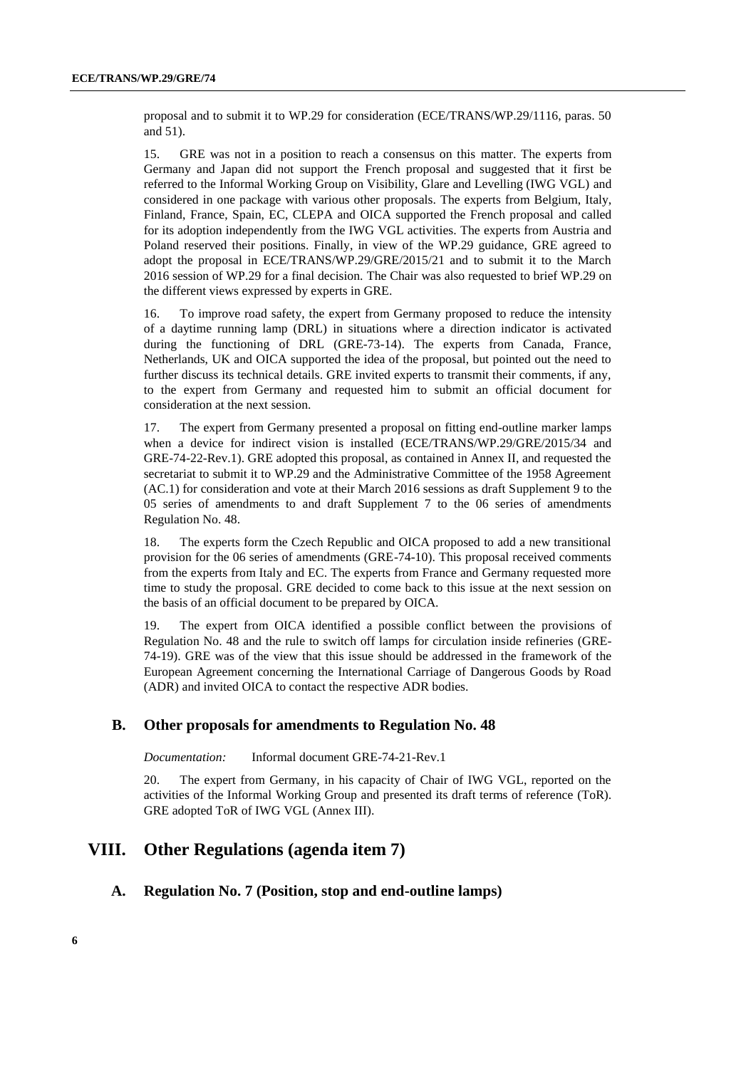proposal and to submit it to WP.29 for consideration (ECE/TRANS/WP.29/1116, paras. 50 and 51).

15. GRE was not in a position to reach a consensus on this matter. The experts from Germany and Japan did not support the French proposal and suggested that it first be referred to the Informal Working Group on Visibility, Glare and Levelling (IWG VGL) and considered in one package with various other proposals. The experts from Belgium, Italy, Finland, France, Spain, EC, CLEPA and OICA supported the French proposal and called for its adoption independently from the IWG VGL activities. The experts from Austria and Poland reserved their positions. Finally, in view of the WP.29 guidance, GRE agreed to adopt the proposal in ECE/TRANS/WP.29/GRE/2015/21 and to submit it to the March 2016 session of WP.29 for a final decision. The Chair was also requested to brief WP.29 on the different views expressed by experts in GRE.

16. To improve road safety, the expert from Germany proposed to reduce the intensity of a daytime running lamp (DRL) in situations where a direction indicator is activated during the functioning of DRL (GRE-73-14). The experts from Canada, France, Netherlands, UK and OICA supported the idea of the proposal, but pointed out the need to further discuss its technical details. GRE invited experts to transmit their comments, if any, to the expert from Germany and requested him to submit an official document for consideration at the next session.

17. The expert from Germany presented a proposal on fitting end-outline marker lamps when a device for indirect vision is installed (ECE/TRANS/WP.29/GRE/2015/34 and GRE-74-22-Rev.1). GRE adopted this proposal, as contained in Annex II, and requested the secretariat to submit it to WP.29 and the Administrative Committee of the 1958 Agreement (AC.1) for consideration and vote at their March 2016 sessions as draft Supplement 9 to the 05 series of amendments to and draft Supplement 7 to the 06 series of amendments Regulation No. 48.

18. The experts form the Czech Republic and OICA proposed to add a new transitional provision for the 06 series of amendments (GRE-74-10). This proposal received comments from the experts from Italy and EC. The experts from France and Germany requested more time to study the proposal. GRE decided to come back to this issue at the next session on the basis of an official document to be prepared by OICA.

19. The expert from OICA identified a possible conflict between the provisions of Regulation No. 48 and the rule to switch off lamps for circulation inside refineries (GRE-74-19). GRE was of the view that this issue should be addressed in the framework of the European Agreement concerning the International Carriage of Dangerous Goods by Road (ADR) and invited OICA to contact the respective ADR bodies.

### B. Other proposals for amendments to Regulation No. 48

*Documentation:* Informal document GRE-74-21-Rev.1

20. The expert from Germany, in his capacity of Chair of IWG VGL, reported on the activities of the Informal Working Group and presented its draft terms of reference (ToR). GRE adopted ToR of IWG VGL (Annex III).

## VIII. Other Regulations (agenda item 7)

### A. Regulation No. 7 (Position, stop and end-outline lamps)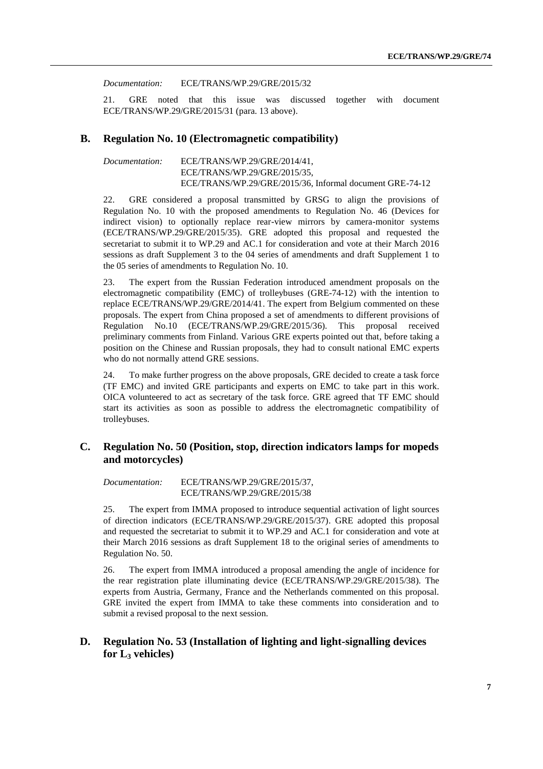*Documentation:* ECE/TRANS/WP.29/GRE/2015/32

21. GRE noted that this issue was discussed together with document ECE/TRANS/WP.29/GRE/2015/31 (para. 13 above).

## B. Regulation No. 10 (Electromagnetic compatibility)

*Documentation:* ECE/TRANS/WP.29/GRE/2014/41, ECE/TRANS/WP.29/GRE/2015/35, ECE/TRANS/WP.29/GRE/2015/36, Informal document GRE-74-12

22. GRE considered a proposal transmitted by GRSG to align the provisions of Regulation No. 10 with the proposed amendments to Regulation No. 46 (Devices for indirect vision) to optionally replace rear-view mirrors by camera-monitor systems (ECE/TRANS/WP.29/GRE/2015/35). GRE adopted this proposal and requested the secretariat to submit it to WP.29 and AC.1 for consideration and vote at their March 2016 sessions as draft Supplement 3 to the 04 series of amendments and draft Supplement 1 to the 05 series of amendments to Regulation No. 10.

23. The expert from the Russian Federation introduced amendment proposals on the electromagnetic compatibility (EMC) of trolleybuses (GRE-74-12) with the intention to replace ECE/TRANS/WP.29/GRE/2014/41. The expert from Belgium commented on these proposals. The expert from China proposed a set of amendments to different provisions of Regulation No.10 (ECE/TRANS/WP.29/GRE/2015/36). This proposal received preliminary comments from Finland. Various GRE experts pointed out that, before taking a position on the Chinese and Russian proposals, they had to consult national EMC experts who do not normally attend GRE sessions.

24. To make further progress on the above proposals, GRE decided to create a task force (TF EMC) and invited GRE participants and experts on EMC to take part in this work. OICA volunteered to act as secretary of the task force. GRE agreed that TF EMC should start its activities as soon as possible to address the electromagnetic compatibility of trolleybuses.

## C. Regulation No. 50 (Position, stop, direction indicators lamps for mopeds and motorcycles)

*Documentation:* ECE/TRANS/WP.29/GRE/2015/37, ECE/TRANS/WP.29/GRE/2015/38

25. The expert from IMMA proposed to introduce sequential activation of light sources of direction indicators (ECE/TRANS/WP.29/GRE/2015/37). GRE adopted this proposal and requested the secretariat to submit it to WP.29 and AC.1 for consideration and vote at their March 2016 sessions as draft Supplement 18 to the original series of amendments to Regulation No. 50.

26. The expert from IMMA introduced a proposal amending the angle of incidence for the rear registration plate illuminating device (ECE/TRANS/WP.29/GRE/2015/38). The experts from Austria, Germany, France and the Netherlands commented on this proposal. GRE invited the expert from IMMA to take these comments into consideration and to submit a revised proposal to the next session.

## D. Regulation No. 53 (Installation of lighting and light-signalling devices for $L_3$ vehicles)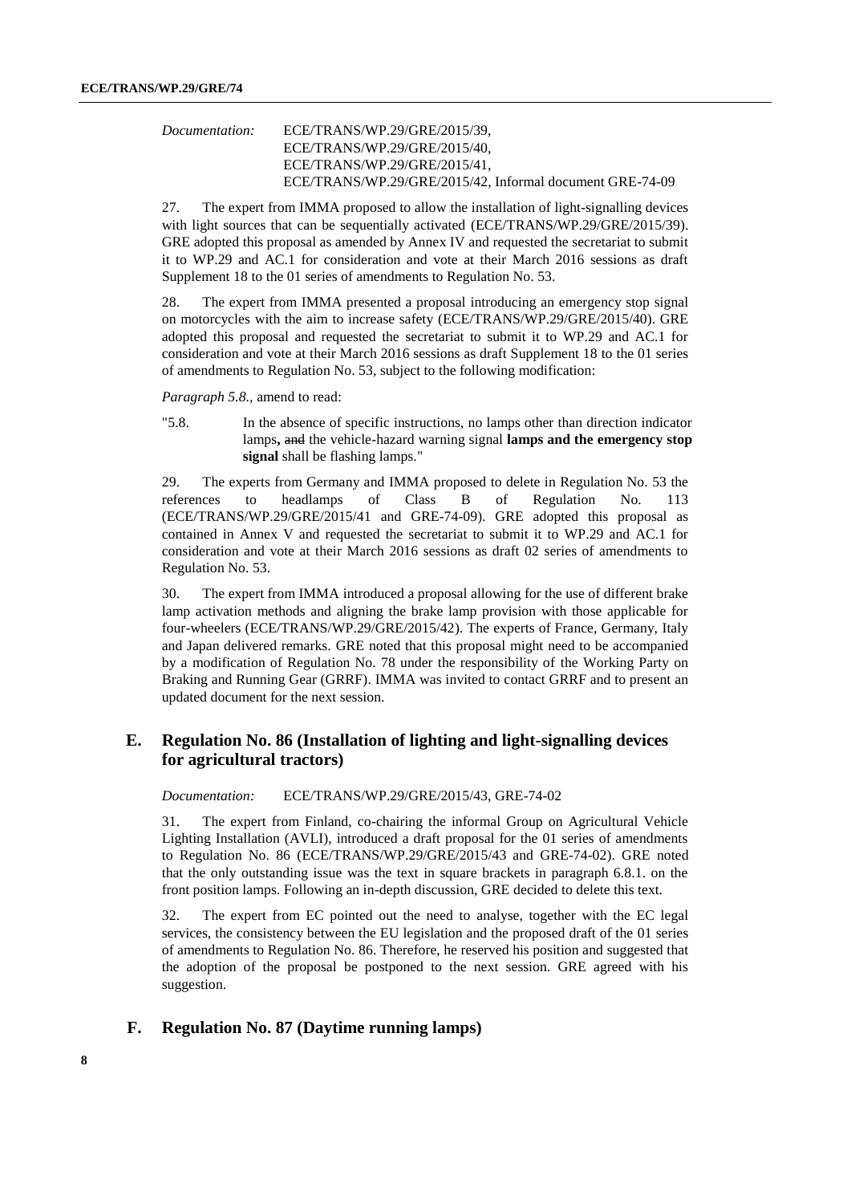*Documentation:* ECE/TRANS/WP.29/GRE/2015/39, ECE/TRANS/WP.29/GRE/2015/40, ECE/TRANS/WP.29/GRE/2015/41, ECE/TRANS/WP.29/GRE/2015/42, Informal document GRE-74-09

27. The expert from IMMA proposed to allow the installation of light-signalling devices with light sources that can be sequentially activated (ECE/TRANS/WP.29/GRE/2015/39). GRE adopted this proposal as amended by Annex IV and requested the secretariat to submit it to WP.29 and AC.1 for consideration and vote at their March 2016 sessions as draft Supplement 18 to the 01 series of amendments to Regulation No. 53.

28. The expert from IMMA presented a proposal introducing an emergency stop signal on motorcycles with the aim to increase safety (ECE/TRANS/WP.29/GRE/2015/40). GRE adopted this proposal and requested the secretariat to submit it to WP.29 and AC.1 for consideration and vote at their March 2016 sessions as draft Supplement 18 to the 01 series of amendments to Regulation No. 53, subject to the following modification:

*Paragraph 5.8.,* amend to read:

"5.8. In the absence of specific instructions, no lamps other than direction indicator lamps**,** ~~and~~ the vehicle-hazard warning signal **lamps and the emergency stop signal** shall be flashing lamps."

29. The experts from Germany and IMMA proposed to delete in Regulation No. 53 the references to headlamps of Class B of Regulation No. 113 (ECE/TRANS/WP.29/GRE/2015/41 and GRE-74-09). GRE adopted this proposal as contained in Annex V and requested the secretariat to submit it to WP.29 and AC.1 for consideration and vote at their March 2016 sessions as draft 02 series of amendments to Regulation No. 53.

30. The expert from IMMA introduced a proposal allowing for the use of different brake lamp activation methods and aligning the brake lamp provision with those applicable for four-wheelers (ECE/TRANS/WP.29/GRE/2015/42). The experts of France, Germany, Italy and Japan delivered remarks. GRE noted that this proposal might need to be accompanied by a modification of Regulation No. 78 under the responsibility of the Working Party on Braking and Running Gear (GRRF). IMMA was invited to contact GRRF and to present an updated document for the next session.

## E. Regulation No. 86 (Installation of lighting and light-signalling devices for agricultural tractors)

*Documentation:* ECE/TRANS/WP.29/GRE/2015/43, GRE-74-02

31. The expert from Finland, co-chairing the informal Group on Agricultural Vehicle Lighting Installation (AVLI), introduced a draft proposal for the 01 series of amendments to Regulation No. 86 (ECE/TRANS/WP.29/GRE/2015/43 and GRE-74-02). GRE noted that the only outstanding issue was the text in square brackets in paragraph 6.8.1. on the front position lamps. Following an in-depth discussion, GRE decided to delete this text.

32. The expert from EC pointed out the need to analyse, together with the EC legal services, the consistency between the EU legislation and the proposed draft of the 01 series of amendments to Regulation No. 86. Therefore, he reserved his position and suggested that the adoption of the proposal be postponed to the next session. GRE agreed with his suggestion.

## F. Regulation No. 87 (Daytime running lamps)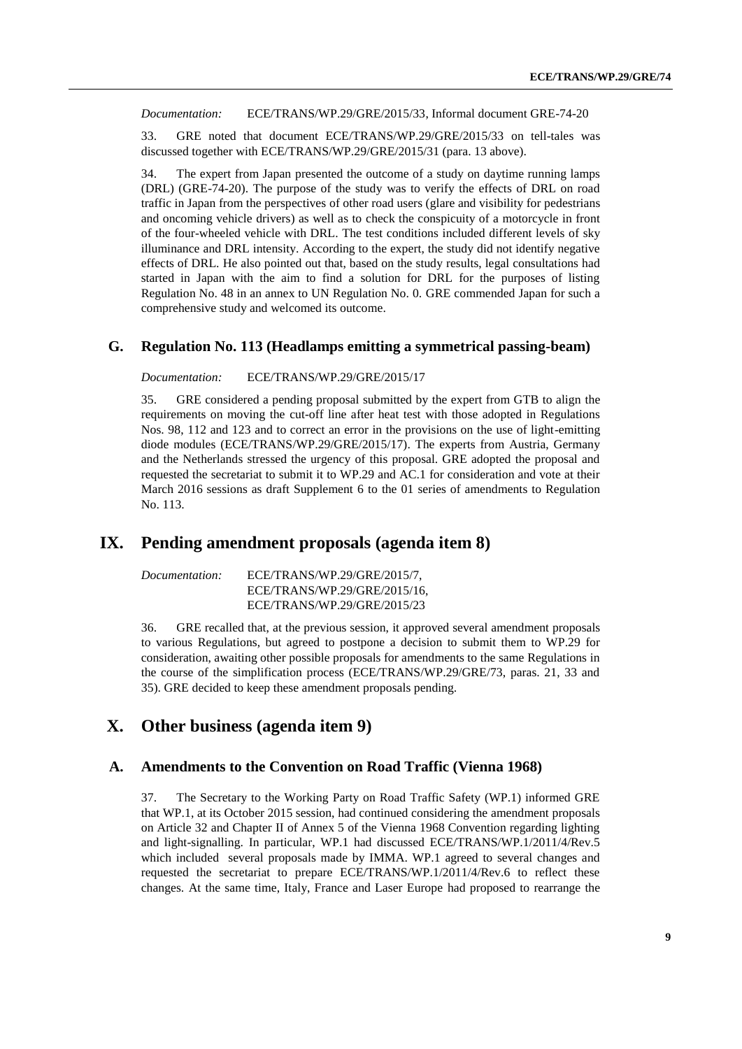*Documentation:* ECE/TRANS/WP.29/GRE/2015/33, Informal document GRE-74-20

33. GRE noted that document ECE/TRANS/WP.29/GRE/2015/33 on tell-tales was discussed together with ECE/TRANS/WP.29/GRE/2015/31 (para. 13 above).

34. The expert from Japan presented the outcome of a study on daytime running lamps (DRL) (GRE-74-20). The purpose of the study was to verify the effects of DRL on road traffic in Japan from the perspectives of other road users (glare and visibility for pedestrians and oncoming vehicle drivers) as well as to check the conspicuity of a motorcycle in front of the four-wheeled vehicle with DRL. The test conditions included different levels of sky illuminance and DRL intensity. According to the expert, the study did not identify negative effects of DRL. He also pointed out that, based on the study results, legal consultations had started in Japan with the aim to find a solution for DRL for the purposes of listing Regulation No. 48 in an annex to UN Regulation No. 0. GRE commended Japan for such a comprehensive study and welcomed its outcome.

### G. Regulation No. 113 (Headlamps emitting a symmetrical passing-beam)

*Documentation:* ECE/TRANS/WP.29/GRE/2015/17

35. GRE considered a pending proposal submitted by the expert from GTB to align the requirements on moving the cut-off line after heat test with those adopted in Regulations Nos. 98, 112 and 123 and to correct an error in the provisions on the use of light-emitting diode modules (ECE/TRANS/WP.29/GRE/2015/17). The experts from Austria, Germany and the Netherlands stressed the urgency of this proposal. GRE adopted the proposal and requested the secretariat to submit it to WP.29 and AC.1 for consideration and vote at their March 2016 sessions as draft Supplement 6 to the 01 series of amendments to Regulation No. 113.

## IX. Pending amendment proposals (agenda item 8)

*Documentation:* ECE/TRANS/WP.29/GRE/2015/7,
ECE/TRANS/WP.29/GRE/2015/16,
ECE/TRANS/WP.29/GRE/2015/23

36. GRE recalled that, at the previous session, it approved several amendment proposals to various Regulations, but agreed to postpone a decision to submit them to WP.29 for consideration, awaiting other possible proposals for amendments to the same Regulations in the course of the simplification process (ECE/TRANS/WP.29/GRE/73, paras. 21, 33 and 35). GRE decided to keep these amendment proposals pending.

## X. Other business (agenda item 9)

### A. Amendments to the Convention on Road Traffic (Vienna 1968)

37. The Secretary to the Working Party on Road Traffic Safety (WP.1) informed GRE that WP.1, at its October 2015 session, had continued considering the amendment proposals on Article 32 and Chapter II of Annex 5 of the Vienna 1968 Convention regarding lighting and light-signalling. In particular, WP.1 had discussed ECE/TRANS/WP.1/2011/4/Rev.5 which included several proposals made by IMMA. WP.1 agreed to several changes and requested the secretariat to prepare ECE/TRANS/WP.1/2011/4/Rev.6 to reflect these changes. At the same time, Italy, France and Laser Europe had proposed to rearrange the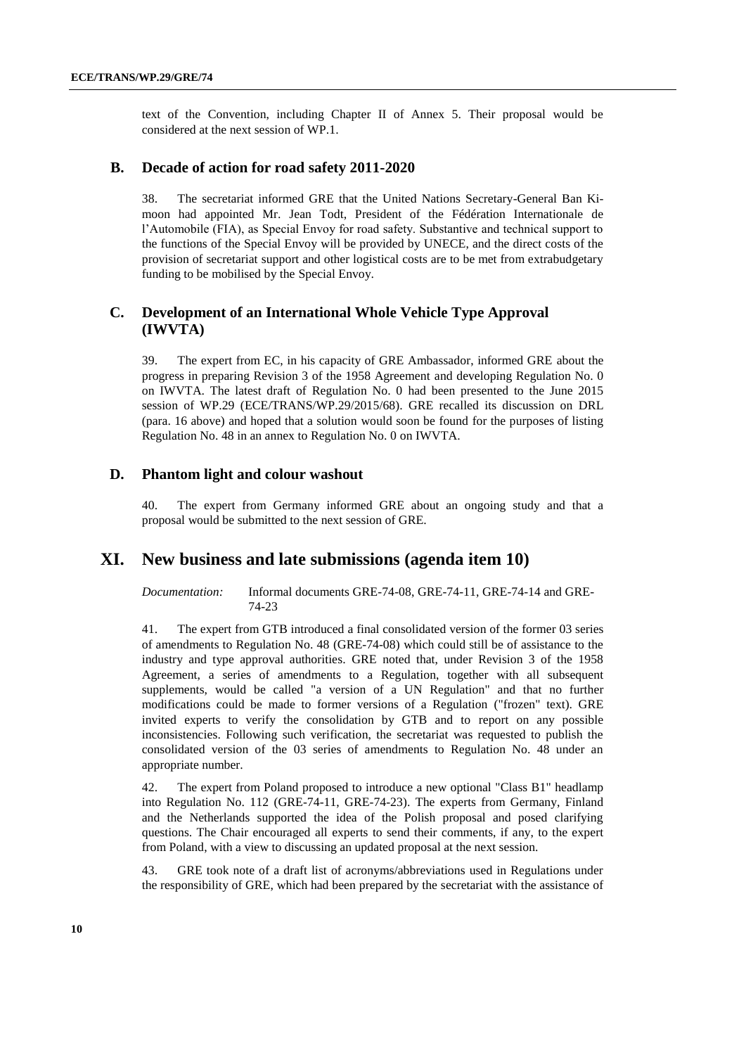text of the Convention, including Chapter II of Annex 5. Their proposal would be considered at the next session of WP.1.

### B. Decade of action for road safety 2011-2020

38. The secretariat informed GRE that the United Nations Secretary-General Ban Ki-moon had appointed Mr. Jean Todt, President of the Fédération Internationale de l'Automobile (FIA), as Special Envoy for road safety. Substantive and technical support to the functions of the Special Envoy will be provided by UNECE, and the direct costs of the provision of secretariat support and other logistical costs are to be met from extrabudgetary funding to be mobilised by the Special Envoy.

### C. Development of an International Whole Vehicle Type Approval (IWVTA)

39. The expert from EC, in his capacity of GRE Ambassador, informed GRE about the progress in preparing Revision 3 of the 1958 Agreement and developing Regulation No. 0 on IWVTA. The latest draft of Regulation No. 0 had been presented to the June 2015 session of WP.29 (ECE/TRANS/WP.29/2015/68). GRE recalled its discussion on DRL (para. 16 above) and hoped that a solution would soon be found for the purposes of listing Regulation No. 48 in an annex to Regulation No. 0 on IWVTA.

### D. Phantom light and colour washout

40. The expert from Germany informed GRE about an ongoing study and that a proposal would be submitted to the next session of GRE.

## XI. New business and late submissions (agenda item 10)

*Documentation:* Informal documents GRE-74-08, GRE-74-11, GRE-74-14 and GRE-74-23

41. The expert from GTB introduced a final consolidated version of the former 03 series of amendments to Regulation No. 48 (GRE-74-08) which could still be of assistance to the industry and type approval authorities. GRE noted that, under Revision 3 of the 1958 Agreement, a series of amendments to a Regulation, together with all subsequent supplements, would be called "a version of a UN Regulation" and that no further modifications could be made to former versions of a Regulation ("frozen" text). GRE invited experts to verify the consolidation by GTB and to report on any possible inconsistencies. Following such verification, the secretariat was requested to publish the consolidated version of the 03 series of amendments to Regulation No. 48 under an appropriate number.

42. The expert from Poland proposed to introduce a new optional "Class B1" headlamp into Regulation No. 112 (GRE-74-11, GRE-74-23). The experts from Germany, Finland and the Netherlands supported the idea of the Polish proposal and posed clarifying questions. The Chair encouraged all experts to send their comments, if any, to the expert from Poland, with a view to discussing an updated proposal at the next session.

43. GRE took note of a draft list of acronyms/abbreviations used in Regulations under the responsibility of GRE, which had been prepared by the secretariat with the assistance of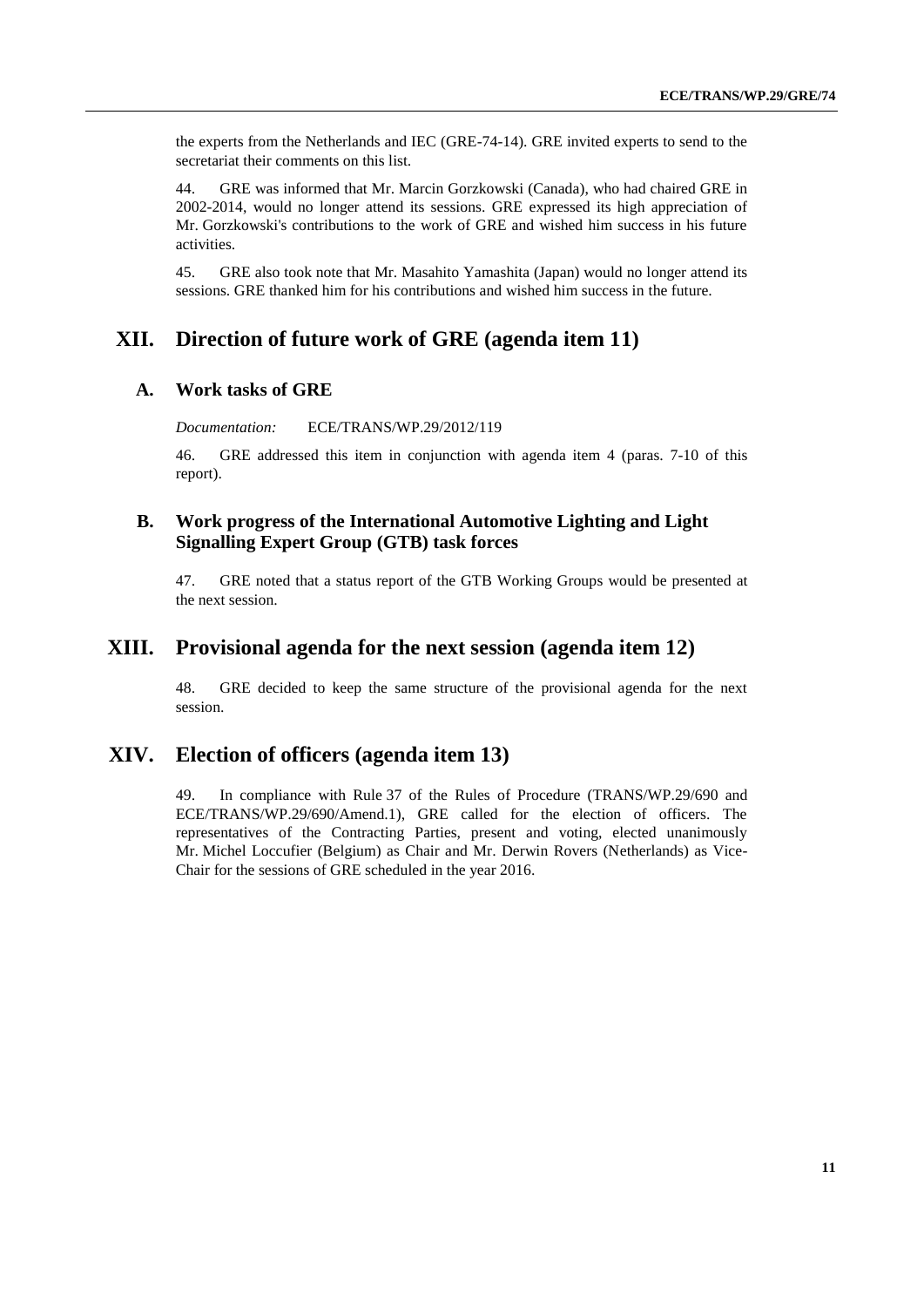the experts from the Netherlands and IEC (GRE-74-14). GRE invited experts to send to the secretariat their comments on this list.

44. GRE was informed that Mr. Marcin Gorzkowski (Canada), who had chaired GRE in 2002-2014, would no longer attend its sessions. GRE expressed its high appreciation of Mr. Gorzkowski's contributions to the work of GRE and wished him success in his future activities.

45. GRE also took note that Mr. Masahito Yamashita (Japan) would no longer attend its sessions. GRE thanked him for his contributions and wished him success in the future.

## XII. Direction of future work of GRE (agenda item 11)

### A. Work tasks of GRE

*Documentation:* ECE/TRANS/WP.29/2012/119

46. GRE addressed this item in conjunction with agenda item 4 (paras. 7-10 of this report).

### B. Work progress of the International Automotive Lighting and Light Signalling Expert Group (GTB) task forces

47. GRE noted that a status report of the GTB Working Groups would be presented at the next session.

## XIII. Provisional agenda for the next session (agenda item 12)

48. GRE decided to keep the same structure of the provisional agenda for the next session.

## XIV. Election of officers (agenda item 13)

49. In compliance with Rule 37 of the Rules of Procedure (TRANS/WP.29/690 and ECE/TRANS/WP.29/690/Amend.1), GRE called for the election of officers. The representatives of the Contracting Parties, present and voting, elected unanimously Mr. Michel Loccufier (Belgium) as Chair and Mr. Derwin Rovers (Netherlands) as Vice-Chair for the sessions of GRE scheduled in the year 2016.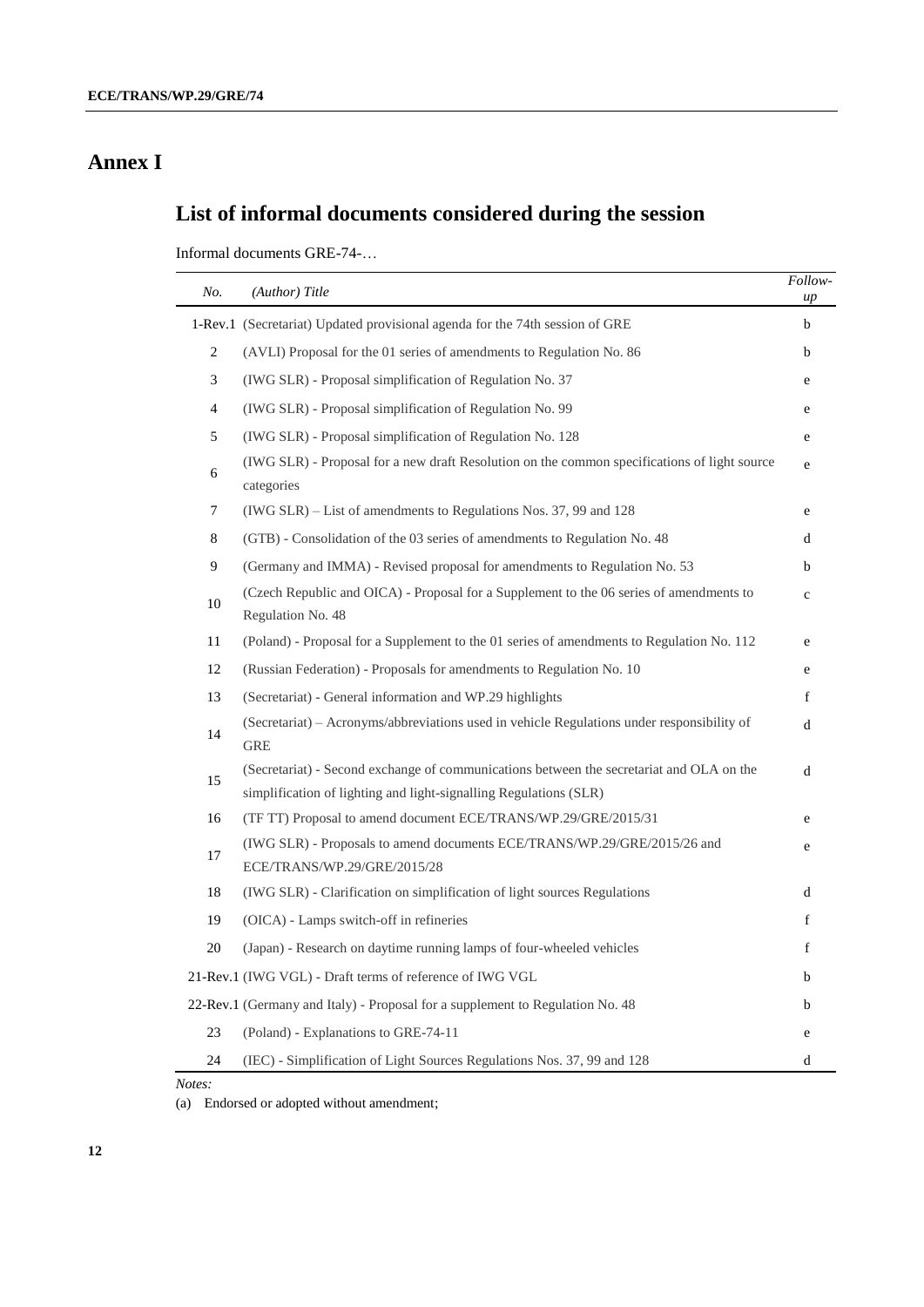# Annex I

## List of informal documents considered during the session

Informal documents GRE-74-…

| *No.* | *(Author) Title* | *Follow-up* |
|---|---|---|
| 1-Rev.1 | (Secretariat) Updated provisional agenda for the 74th session of GRE | b |
| 2 | (AVLI) Proposal for the 01 series of amendments to Regulation No. 86 | b |
| 3 | (IWG SLR) - Proposal simplification of Regulation No. 37 | e |
| 4 | (IWG SLR) - Proposal simplification of Regulation No. 99 | e |
| 5 | (IWG SLR) - Proposal simplification of Regulation No. 128 | e |
| 6 | (IWG SLR) - Proposal for a new draft Resolution on the common specifications of light source categories | e |
| 7 | (IWG SLR) – List of amendments to Regulations Nos. 37, 99 and 128 | e |
| 8 | (GTB) - Consolidation of the 03 series of amendments to Regulation No. 48 | d |
| 9 | (Germany and IMMA) - Revised proposal for amendments to Regulation No. 53 | b |
| 10 | (Czech Republic and OICA) - Proposal for a Supplement to the 06 series of amendments to Regulation No. 48 | c |
| 11 | (Poland) - Proposal for a Supplement to the 01 series of amendments to Regulation No. 112 | e |
| 12 | (Russian Federation) - Proposals for amendments to Regulation No. 10 | e |
| 13 | (Secretariat) - General information and WP.29 highlights | f |
| 14 | (Secretariat) – Acronyms/abbreviations used in vehicle Regulations under responsibility of GRE | d |
| 15 | (Secretariat) - Second exchange of communications between the secretariat and OLA on the simplification of lighting and light-signalling Regulations (SLR) | d |
| 16 | (TF TT) Proposal to amend document ECE/TRANS/WP.29/GRE/2015/31 | e |
| 17 | (IWG SLR) - Proposals to amend documents ECE/TRANS/WP.29/GRE/2015/26 and ECE/TRANS/WP.29/GRE/2015/28 | e |
| 18 | (IWG SLR) - Clarification on simplification of light sources Regulations | d |
| 19 | (OICA) - Lamps switch-off in refineries | f |
| 20 | (Japan) - Research on daytime running lamps of four-wheeled vehicles | f |
| 21-Rev.1 | (IWG VGL) - Draft terms of reference of IWG VGL | b |
| 22-Rev.1 | (Germany and Italy) - Proposal for a supplement to Regulation No. 48 | b |
| 23 | (Poland) - Explanations to GRE-74-11 | e |
| 24 | (IEC) - Simplification of Light Sources Regulations Nos. 37, 99 and 128 | d |

*Notes:*

(a) Endorsed or adopted without amendment;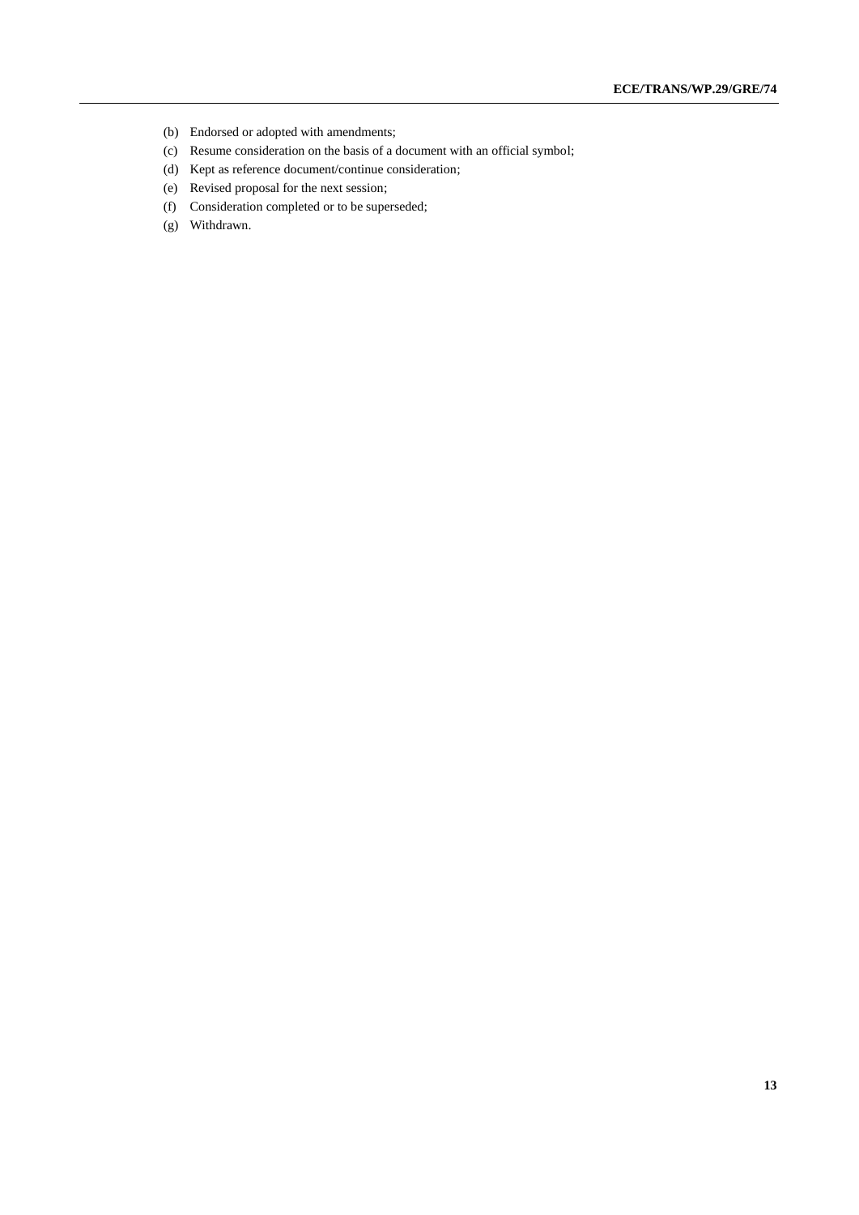(b) Endorsed or adopted with amendments;

(c) Resume consideration on the basis of a document with an official symbol;

(d) Kept as reference document/continue consideration;

(e) Revised proposal for the next session;

(f) Consideration completed or to be superseded;

(g) Withdrawn.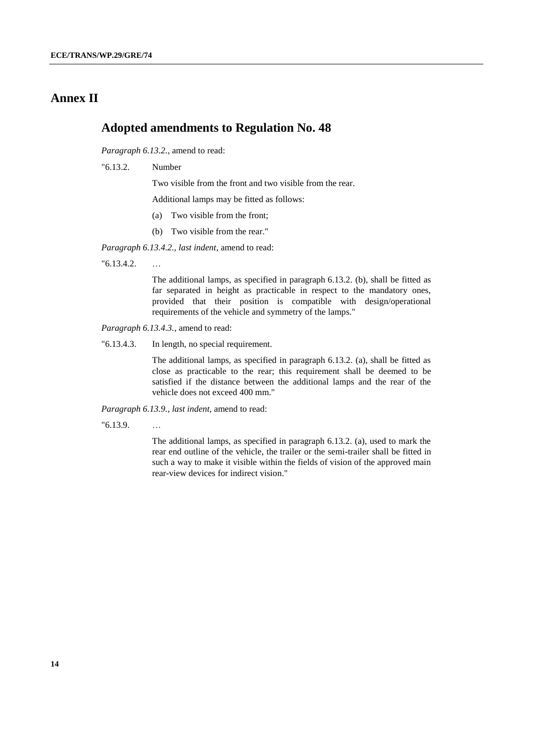# Annex II

## Adopted amendments to Regulation No. 48

*Paragraph 6.13.2.*, amend to read:

"6.13.2. Number

Two visible from the front and two visible from the rear.

Additional lamps may be fitted as follows:

(a) Two visible from the front;

(b) Two visible from the rear."

*Paragraph 6.13.4.2., last indent*, amend to read:

"6.13.4.2. …

The additional lamps, as specified in paragraph 6.13.2. (b), shall be fitted as far separated in height as practicable in respect to the mandatory ones, provided that their position is compatible with design/operational requirements of the vehicle and symmetry of the lamps."

*Paragraph 6.13.4.3.*, amend to read:

"6.13.4.3. In length, no special requirement.

The additional lamps, as specified in paragraph 6.13.2. (a), shall be fitted as close as practicable to the rear; this requirement shall be deemed to be satisfied if the distance between the additional lamps and the rear of the vehicle does not exceed 400 mm."

*Paragraph 6.13.9., last indent*, amend to read:

"6.13.9. …

The additional lamps, as specified in paragraph 6.13.2. (a), used to mark the rear end outline of the vehicle, the trailer or the semi-trailer shall be fitted in such a way to make it visible within the fields of vision of the approved main rear-view devices for indirect vision."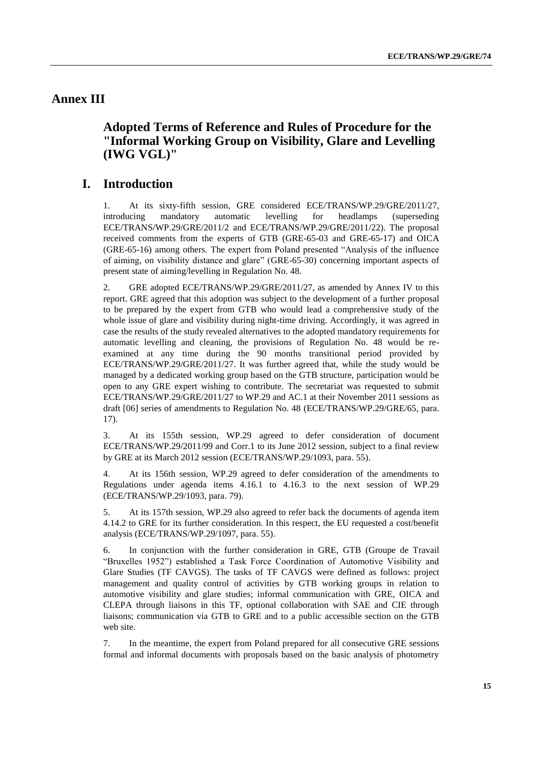# Annex III

## Adopted Terms of Reference and Rules of Procedure for the "Informal Working Group on Visibility, Glare and Levelling (IWG VGL)"

## I. Introduction

1. At its sixty-fifth session, GRE considered ECE/TRANS/WP.29/GRE/2011/27, introducing mandatory automatic levelling for headlamps (superseding ECE/TRANS/WP.29/GRE/2011/2 and ECE/TRANS/WP.29/GRE/2011/22). The proposal received comments from the experts of GTB (GRE-65-03 and GRE-65-17) and OICA (GRE-65-16) among others. The expert from Poland presented "Analysis of the influence of aiming, on visibility distance and glare" (GRE-65-30) concerning important aspects of present state of aiming/levelling in Regulation No. 48.

2. GRE adopted ECE/TRANS/WP.29/GRE/2011/27, as amended by Annex IV to this report. GRE agreed that this adoption was subject to the development of a further proposal to be prepared by the expert from GTB who would lead a comprehensive study of the whole issue of glare and visibility during night-time driving. Accordingly, it was agreed in case the results of the study revealed alternatives to the adopted mandatory requirements for automatic levelling and cleaning, the provisions of Regulation No. 48 would be re-examined at any time during the 90 months transitional period provided by ECE/TRANS/WP.29/GRE/2011/27. It was further agreed that, while the study would be managed by a dedicated working group based on the GTB structure, participation would be open to any GRE expert wishing to contribute. The secretariat was requested to submit ECE/TRANS/WP.29/GRE/2011/27 to WP.29 and AC.1 at their November 2011 sessions as draft [06] series of amendments to Regulation No. 48 (ECE/TRANS/WP.29/GRE/65, para. 17).

3. At its 155th session, WP.29 agreed to defer consideration of document ECE/TRANS/WP.29/2011/99 and Corr.1 to its June 2012 session, subject to a final review by GRE at its March 2012 session (ECE/TRANS/WP.29/1093, para. 55).

4. At its 156th session, WP.29 agreed to defer consideration of the amendments to Regulations under agenda items 4.16.1 to 4.16.3 to the next session of WP.29 (ECE/TRANS/WP.29/1093, para. 79).

5. At its 157th session, WP.29 also agreed to refer back the documents of agenda item 4.14.2 to GRE for its further consideration. In this respect, the EU requested a cost/benefit analysis (ECE/TRANS/WP.29/1097, para. 55).

6. In conjunction with the further consideration in GRE, GTB (Groupe de Travail "Bruxelles 1952") established a Task Force Coordination of Automotive Visibility and Glare Studies (TF CAVGS). The tasks of TF CAVGS were defined as follows: project management and quality control of activities by GTB working groups in relation to automotive visibility and glare studies; informal communication with GRE, OICA and CLEPA through liaisons in this TF, optional collaboration with SAE and CIE through liaisons; communication via GTB to GRE and to a public accessible section on the GTB web site.

7. In the meantime, the expert from Poland prepared for all consecutive GRE sessions formal and informal documents with proposals based on the basic analysis of photometry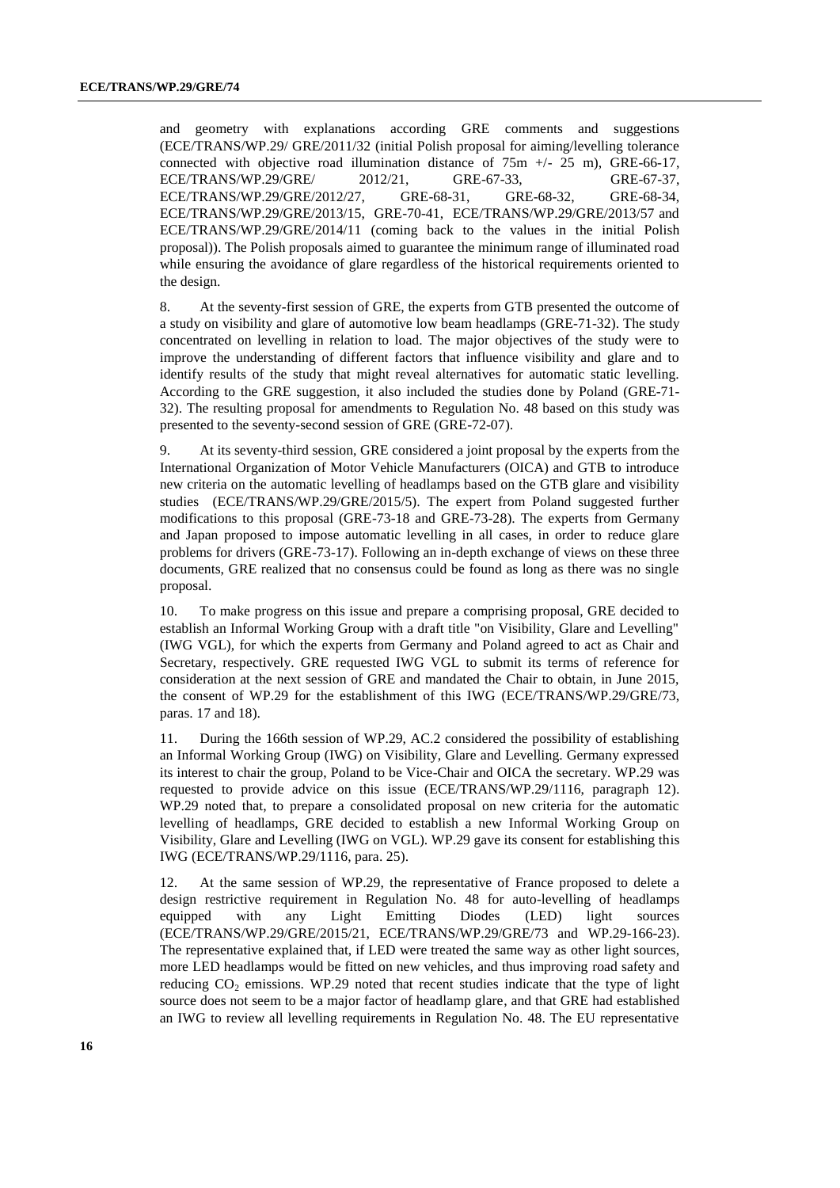and geometry with explanations according GRE comments and suggestions (ECE/TRANS/WP.29/ GRE/2011/32 (initial Polish proposal for aiming/levelling tolerance connected with objective road illumination distance of 75m +/- 25 m), GRE-66-17, ECE/TRANS/WP.29/GRE/ 2012/21, GRE-67-33, GRE-67-37, ECE/TRANS/WP.29/GRE/2012/27, GRE-68-31, GRE-68-32, GRE-68-34, ECE/TRANS/WP.29/GRE/2013/15, GRE-70-41, ECE/TRANS/WP.29/GRE/2013/57 and ECE/TRANS/WP.29/GRE/2014/11 (coming back to the values in the initial Polish proposal)). The Polish proposals aimed to guarantee the minimum range of illuminated road while ensuring the avoidance of glare regardless of the historical requirements oriented to the design.

8. At the seventy-first session of GRE, the experts from GTB presented the outcome of a study on visibility and glare of automotive low beam headlamps (GRE-71-32). The study concentrated on levelling in relation to load. The major objectives of the study were to improve the understanding of different factors that influence visibility and glare and to identify results of the study that might reveal alternatives for automatic static levelling. According to the GRE suggestion, it also included the studies done by Poland (GRE-71-32). The resulting proposal for amendments to Regulation No. 48 based on this study was presented to the seventy-second session of GRE (GRE-72-07).

9. At its seventy-third session, GRE considered a joint proposal by the experts from the International Organization of Motor Vehicle Manufacturers (OICA) and GTB to introduce new criteria on the automatic levelling of headlamps based on the GTB glare and visibility studies (ECE/TRANS/WP.29/GRE/2015/5). The expert from Poland suggested further modifications to this proposal (GRE-73-18 and GRE-73-28). The experts from Germany and Japan proposed to impose automatic levelling in all cases, in order to reduce glare problems for drivers (GRE-73-17). Following an in-depth exchange of views on these three documents, GRE realized that no consensus could be found as long as there was no single proposal.

10. To make progress on this issue and prepare a comprising proposal, GRE decided to establish an Informal Working Group with a draft title "on Visibility, Glare and Levelling" (IWG VGL), for which the experts from Germany and Poland agreed to act as Chair and Secretary, respectively. GRE requested IWG VGL to submit its terms of reference for consideration at the next session of GRE and mandated the Chair to obtain, in June 2015, the consent of WP.29 for the establishment of this IWG (ECE/TRANS/WP.29/GRE/73, paras. 17 and 18).

11. During the 166th session of WP.29, AC.2 considered the possibility of establishing an Informal Working Group (IWG) on Visibility, Glare and Levelling. Germany expressed its interest to chair the group, Poland to be Vice-Chair and OICA the secretary. WP.29 was requested to provide advice on this issue (ECE/TRANS/WP.29/1116, paragraph 12). WP.29 noted that, to prepare a consolidated proposal on new criteria for the automatic levelling of headlamps, GRE decided to establish a new Informal Working Group on Visibility, Glare and Levelling (IWG on VGL). WP.29 gave its consent for establishing this IWG (ECE/TRANS/WP.29/1116, para. 25).

12. At the same session of WP.29, the representative of France proposed to delete a design restrictive requirement in Regulation No. 48 for auto-levelling of headlamps equipped with any Light Emitting Diodes (LED) light sources (ECE/TRANS/WP.29/GRE/2015/21, ECE/TRANS/WP.29/GRE/73 and WP.29-166-23). The representative explained that, if LED were treated the same way as other light sources, more LED headlamps would be fitted on new vehicles, and thus improving road safety and reducing $CO_2$ emissions. WP.29 noted that recent studies indicate that the type of light source does not seem to be a major factor of headlamp glare, and that GRE had established an IWG to review all levelling requirements in Regulation No. 48. The EU representative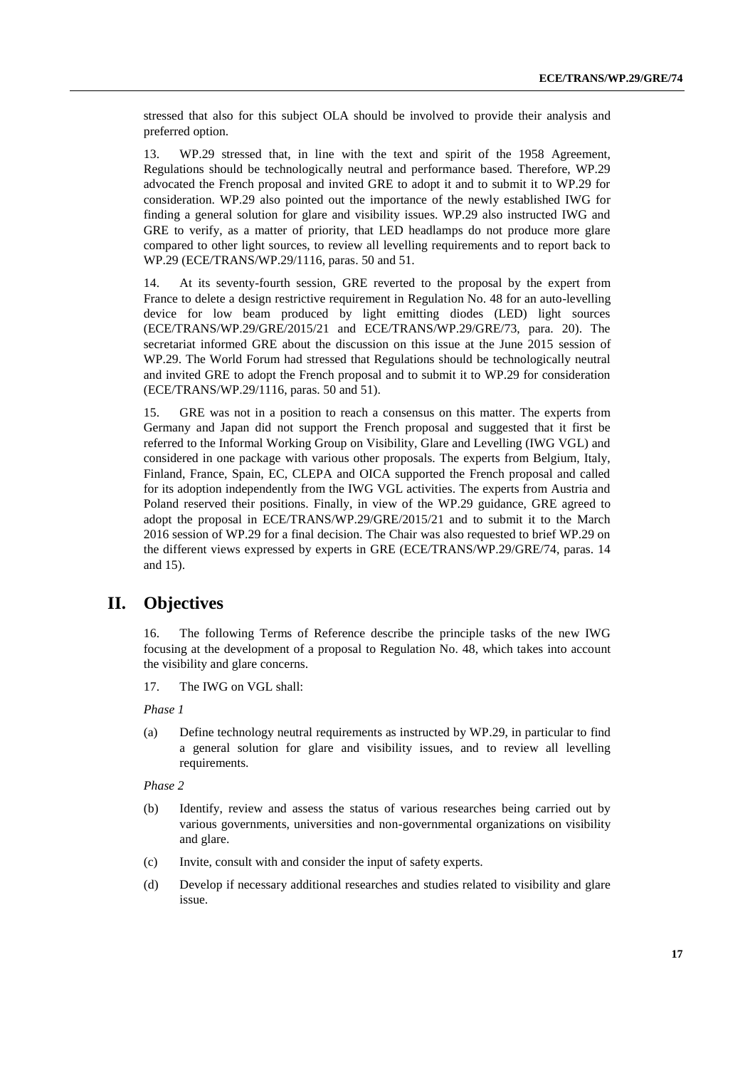stressed that also for this subject OLA should be involved to provide their analysis and preferred option.

13. WP.29 stressed that, in line with the text and spirit of the 1958 Agreement, Regulations should be technologically neutral and performance based. Therefore, WP.29 advocated the French proposal and invited GRE to adopt it and to submit it to WP.29 for consideration. WP.29 also pointed out the importance of the newly established IWG for finding a general solution for glare and visibility issues. WP.29 also instructed IWG and GRE to verify, as a matter of priority, that LED headlamps do not produce more glare compared to other light sources, to review all levelling requirements and to report back to WP.29 (ECE/TRANS/WP.29/1116, paras. 50 and 51.

14. At its seventy-fourth session, GRE reverted to the proposal by the expert from France to delete a design restrictive requirement in Regulation No. 48 for an auto-levelling device for low beam produced by light emitting diodes (LED) light sources (ECE/TRANS/WP.29/GRE/2015/21 and ECE/TRANS/WP.29/GRE/73, para. 20). The secretariat informed GRE about the discussion on this issue at the June 2015 session of WP.29. The World Forum had stressed that Regulations should be technologically neutral and invited GRE to adopt the French proposal and to submit it to WP.29 for consideration (ECE/TRANS/WP.29/1116, paras. 50 and 51).

15. GRE was not in a position to reach a consensus on this matter. The experts from Germany and Japan did not support the French proposal and suggested that it first be referred to the Informal Working Group on Visibility, Glare and Levelling (IWG VGL) and considered in one package with various other proposals. The experts from Belgium, Italy, Finland, France, Spain, EC, CLEPA and OICA supported the French proposal and called for its adoption independently from the IWG VGL activities. The experts from Austria and Poland reserved their positions. Finally, in view of the WP.29 guidance, GRE agreed to adopt the proposal in ECE/TRANS/WP.29/GRE/2015/21 and to submit it to the March 2016 session of WP.29 for a final decision. The Chair was also requested to brief WP.29 on the different views expressed by experts in GRE (ECE/TRANS/WP.29/GRE/74, paras. 14 and 15).

## II. Objectives

16. The following Terms of Reference describe the principle tasks of the new IWG focusing at the development of a proposal to Regulation No. 48, which takes into account the visibility and glare concerns.

17. The IWG on VGL shall:

*Phase 1*

(a) Define technology neutral requirements as instructed by WP.29, in particular to find a general solution for glare and visibility issues, and to review all levelling requirements.

*Phase 2*

(b) Identify, review and assess the status of various researches being carried out by various governments, universities and non-governmental organizations on visibility and glare.

(c) Invite, consult with and consider the input of safety experts.

(d) Develop if necessary additional researches and studies related to visibility and glare issue.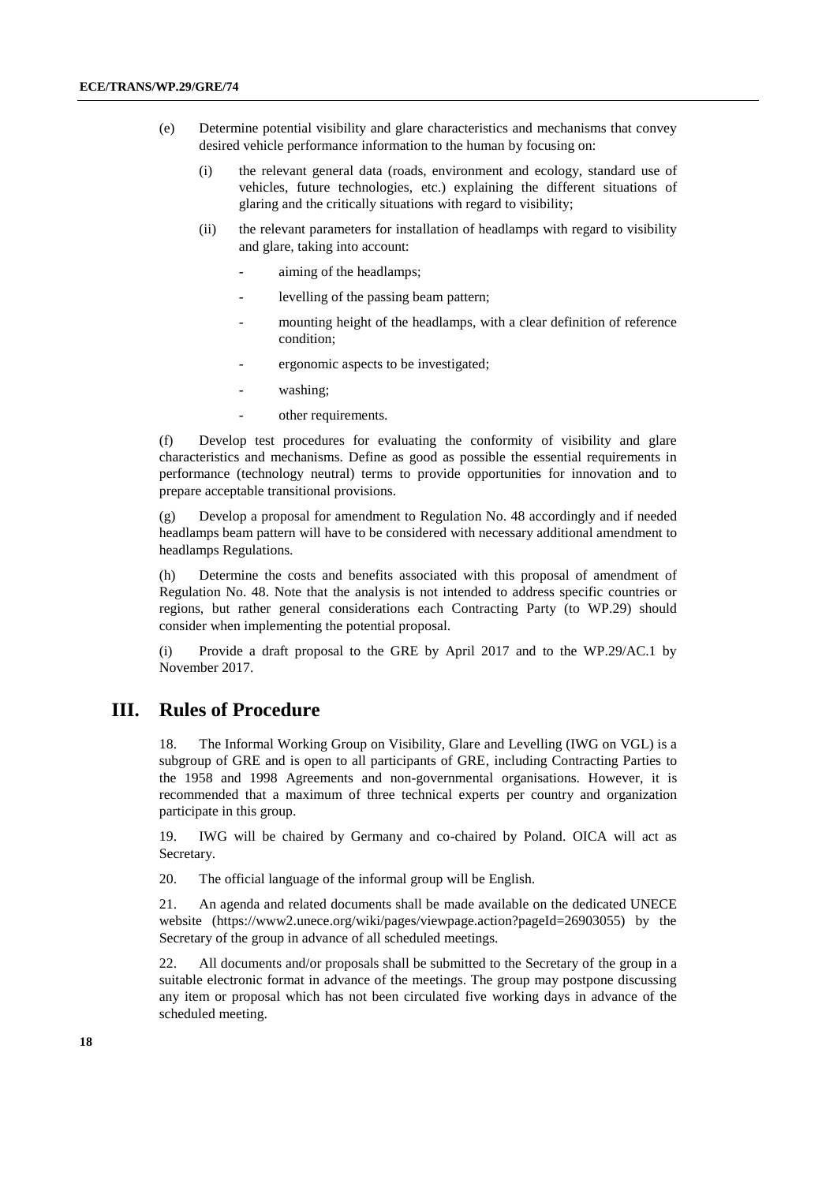(e) Determine potential visibility and glare characteristics and mechanisms that convey desired vehicle performance information to the human by focusing on:

(i) the relevant general data (roads, environment and ecology, standard use of vehicles, future technologies, etc.) explaining the different situations of glaring and the critically situations with regard to visibility;

(ii) the relevant parameters for installation of headlamps with regard to visibility and glare, taking into account:

- aiming of the headlamps;
- levelling of the passing beam pattern;
- mounting height of the headlamps, with a clear definition of reference condition;
- ergonomic aspects to be investigated;
- washing;
- other requirements.

(f) Develop test procedures for evaluating the conformity of visibility and glare characteristics and mechanisms. Define as good as possible the essential requirements in performance (technology neutral) terms to provide opportunities for innovation and to prepare acceptable transitional provisions.

(g) Develop a proposal for amendment to Regulation No. 48 accordingly and if needed headlamps beam pattern will have to be considered with necessary additional amendment to headlamps Regulations.

(h) Determine the costs and benefits associated with this proposal of amendment of Regulation No. 48. Note that the analysis is not intended to address specific countries or regions, but rather general considerations each Contracting Party (to WP.29) should consider when implementing the potential proposal.

(i) Provide a draft proposal to the GRE by April 2017 and to the WP.29/AC.1 by November 2017.

## III. Rules of Procedure

18. The Informal Working Group on Visibility, Glare and Levelling (IWG on VGL) is a subgroup of GRE and is open to all participants of GRE, including Contracting Parties to the 1958 and 1998 Agreements and non-governmental organisations. However, it is recommended that a maximum of three technical experts per country and organization participate in this group.

19. IWG will be chaired by Germany and co-chaired by Poland. OICA will act as Secretary.

20. The official language of the informal group will be English.

21. An agenda and related documents shall be made available on the dedicated UNECE website (https://www2.unece.org/wiki/pages/viewpage.action?pageId=26903055) by the Secretary of the group in advance of all scheduled meetings.

22. All documents and/or proposals shall be submitted to the Secretary of the group in a suitable electronic format in advance of the meetings. The group may postpone discussing any item or proposal which has not been circulated five working days in advance of the scheduled meeting.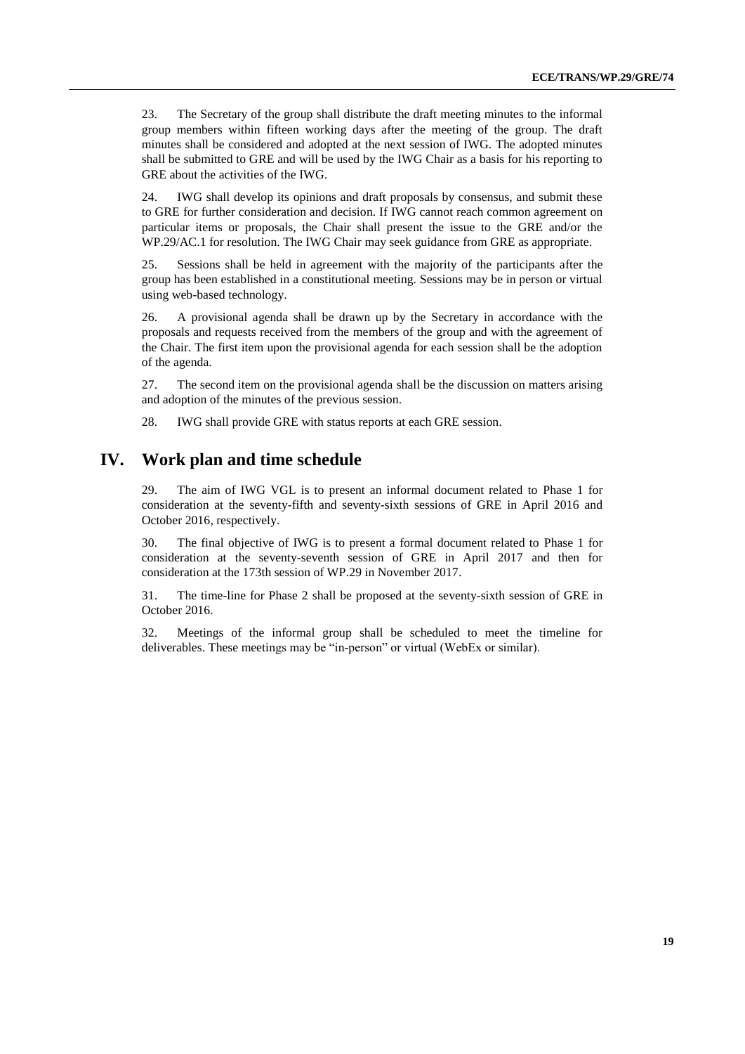23. The Secretary of the group shall distribute the draft meeting minutes to the informal group members within fifteen working days after the meeting of the group. The draft minutes shall be considered and adopted at the next session of IWG. The adopted minutes shall be submitted to GRE and will be used by the IWG Chair as a basis for his reporting to GRE about the activities of the IWG.

24. IWG shall develop its opinions and draft proposals by consensus, and submit these to GRE for further consideration and decision. If IWG cannot reach common agreement on particular items or proposals, the Chair shall present the issue to the GRE and/or the WP.29/AC.1 for resolution. The IWG Chair may seek guidance from GRE as appropriate.

25. Sessions shall be held in agreement with the majority of the participants after the group has been established in a constitutional meeting. Sessions may be in person or virtual using web-based technology.

26. A provisional agenda shall be drawn up by the Secretary in accordance with the proposals and requests received from the members of the group and with the agreement of the Chair. The first item upon the provisional agenda for each session shall be the adoption of the agenda.

27. The second item on the provisional agenda shall be the discussion on matters arising and adoption of the minutes of the previous session.

28. IWG shall provide GRE with status reports at each GRE session.

## IV. Work plan and time schedule

29. The aim of IWG VGL is to present an informal document related to Phase 1 for consideration at the seventy-fifth and seventy-sixth sessions of GRE in April 2016 and October 2016, respectively.

30. The final objective of IWG is to present a formal document related to Phase 1 for consideration at the seventy-seventh session of GRE in April 2017 and then for consideration at the 173th session of WP.29 in November 2017.

31. The time-line for Phase 2 shall be proposed at the seventy-sixth session of GRE in October 2016.

32. Meetings of the informal group shall be scheduled to meet the timeline for deliverables. These meetings may be "in-person" or virtual (WebEx or similar).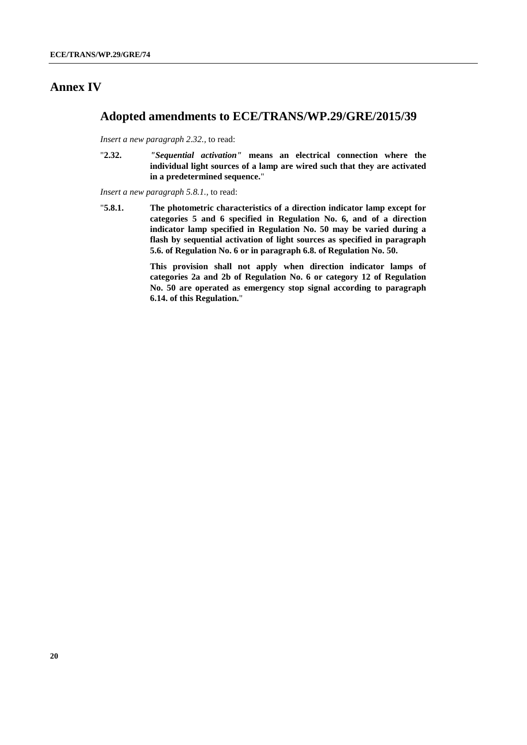# Annex IV

## Adopted amendments to ECE/TRANS/WP.29/GRE/2015/39

*Insert a new paragraph 2.32.,* to read:

"**2.32.** ***"Sequential activation"*** **means an electrical connection where the individual light sources of a lamp are wired such that they are activated in a predetermined sequence.**"

*Insert a new paragraph 5.8.1.,* to read:

"**5.8.1. The photometric characteristics of a direction indicator lamp except for categories 5 and 6 specified in Regulation No. 6, and of a direction indicator lamp specified in Regulation No. 50 may be varied during a flash by sequential activation of light sources as specified in paragraph 5.6. of Regulation No. 6 or in paragraph 6.8. of Regulation No. 50.**

**This provision shall not apply when direction indicator lamps of categories 2a and 2b of Regulation No. 6 or category 12 of Regulation No. 50 are operated as emergency stop signal according to paragraph 6.14. of this Regulation.**"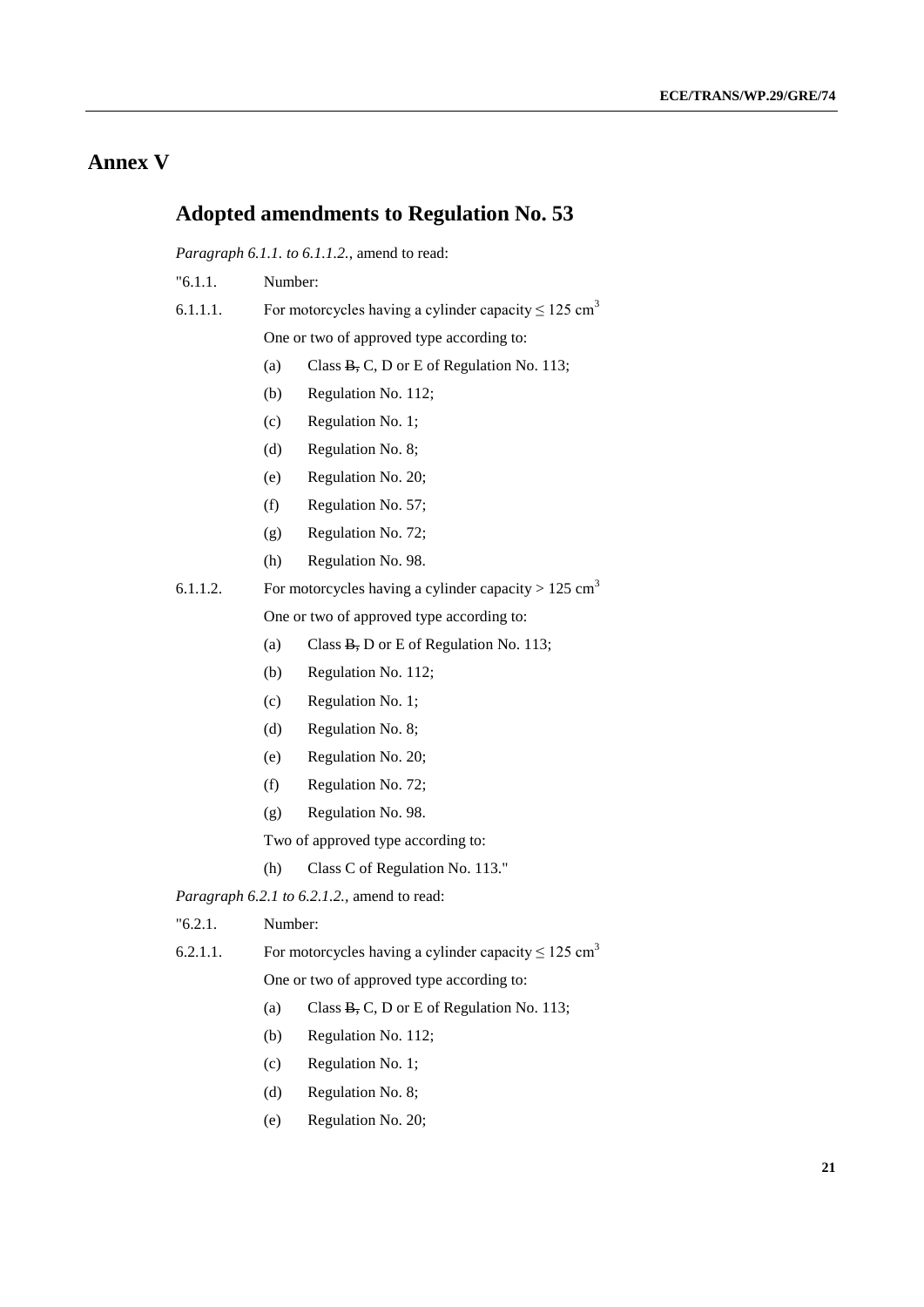# Annex V

## Adopted amendments to Regulation No. 53

*Paragraph 6.1.1. to 6.1.1.2.*, amend to read:

"6.1.1. Number:

6.1.1.1. For motorcycles having a cylinder capacity ≤ 125 $cm^3$

One or two of approved type according to:

(a) Class ~~B,~~ C, D or E of Regulation No. 113;

(b) Regulation No. 112;

(c) Regulation No. 1;

(d) Regulation No. 8;

(e) Regulation No. 20;

(f) Regulation No. 57;

(g) Regulation No. 72;

(h) Regulation No. 98.

6.1.1.2. For motorcycles having a cylinder capacity > 125 $cm^3$

One or two of approved type according to:

(a) Class ~~B,~~ D or E of Regulation No. 113;

(b) Regulation No. 112;

(c) Regulation No. 1;

(d) Regulation No. 8;

(e) Regulation No. 20;

(f) Regulation No. 72;

(g) Regulation No. 98.

Two of approved type according to:

(h) Class C of Regulation No. 113."

*Paragraph 6.2.1 to 6.2.1.2.*, amend to read:

"6.2.1. Number:

6.2.1.1. For motorcycles having a cylinder capacity ≤ 125 $cm^3$

One or two of approved type according to:

(a) Class ~~B,~~ C, D or E of Regulation No. 113;

(b) Regulation No. 112;

(c) Regulation No. 1;

(d) Regulation No. 8;

(e) Regulation No. 20;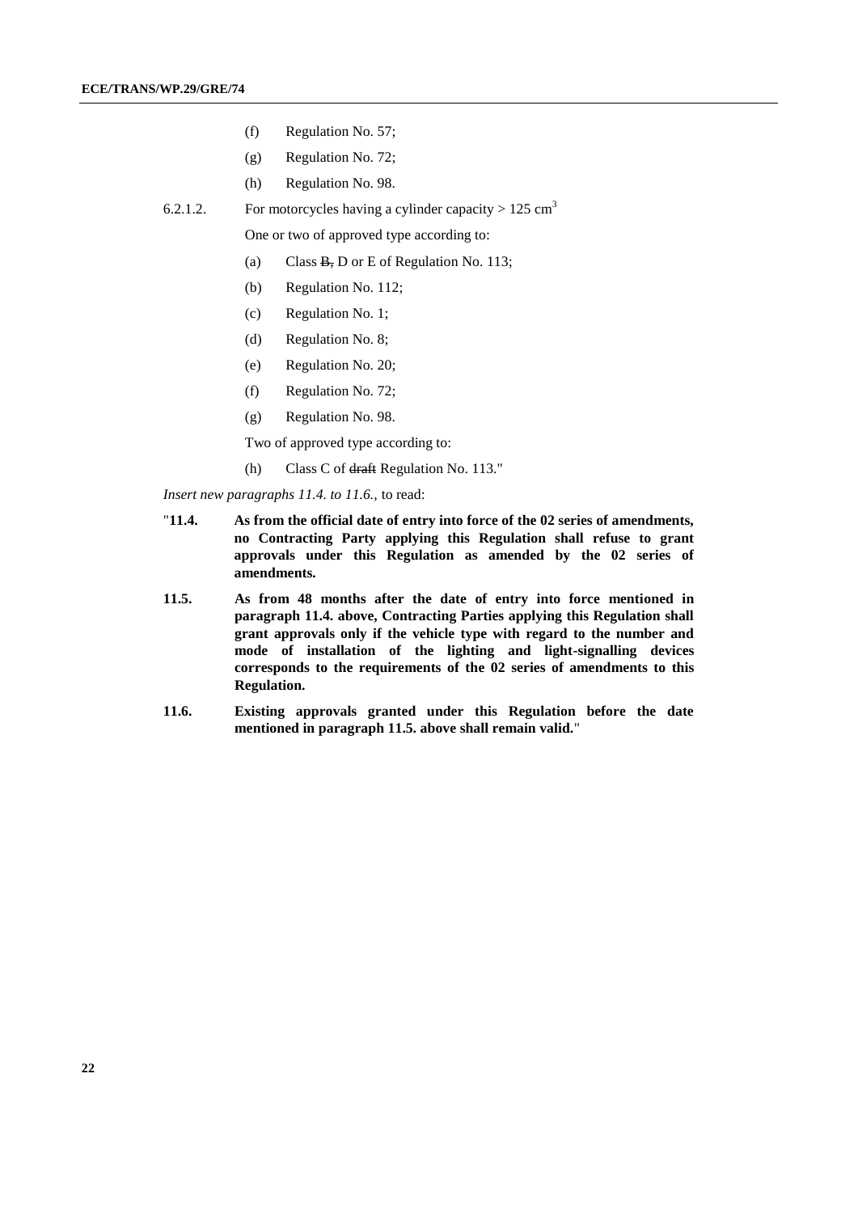(f) Regulation No. 57;

(g) Regulation No. 72;

(h) Regulation No. 98.

6.2.1.2. For motorcycles having a cylinder capacity > 125 $cm^3$

One or two of approved type according to:

(a) Class ~~B,~~ D or E of Regulation No. 113;

(b) Regulation No. 112;

(c) Regulation No. 1;

(d) Regulation No. 8;

(e) Regulation No. 20;

(f) Regulation No. 72;

(g) Regulation No. 98.

Two of approved type according to:

(h) Class C of ~~draft~~ Regulation No. 113."

*Insert new paragraphs 11.4. to 11.6.*, to read:

"**11.4. As from the official date of entry into force of the 02 series of amendments, no Contracting Party applying this Regulation shall refuse to grant approvals under this Regulation as amended by the 02 series of amendments.**

**11.5. As from 48 months after the date of entry into force mentioned in paragraph 11.4. above, Contracting Parties applying this Regulation shall grant approvals only if the vehicle type with regard to the number and mode of installation of the lighting and light-signalling devices corresponds to the requirements of the 02 series of amendments to this Regulation.**

**11.6. Existing approvals granted under this Regulation before the date mentioned in paragraph 11.5. above shall remain valid.**"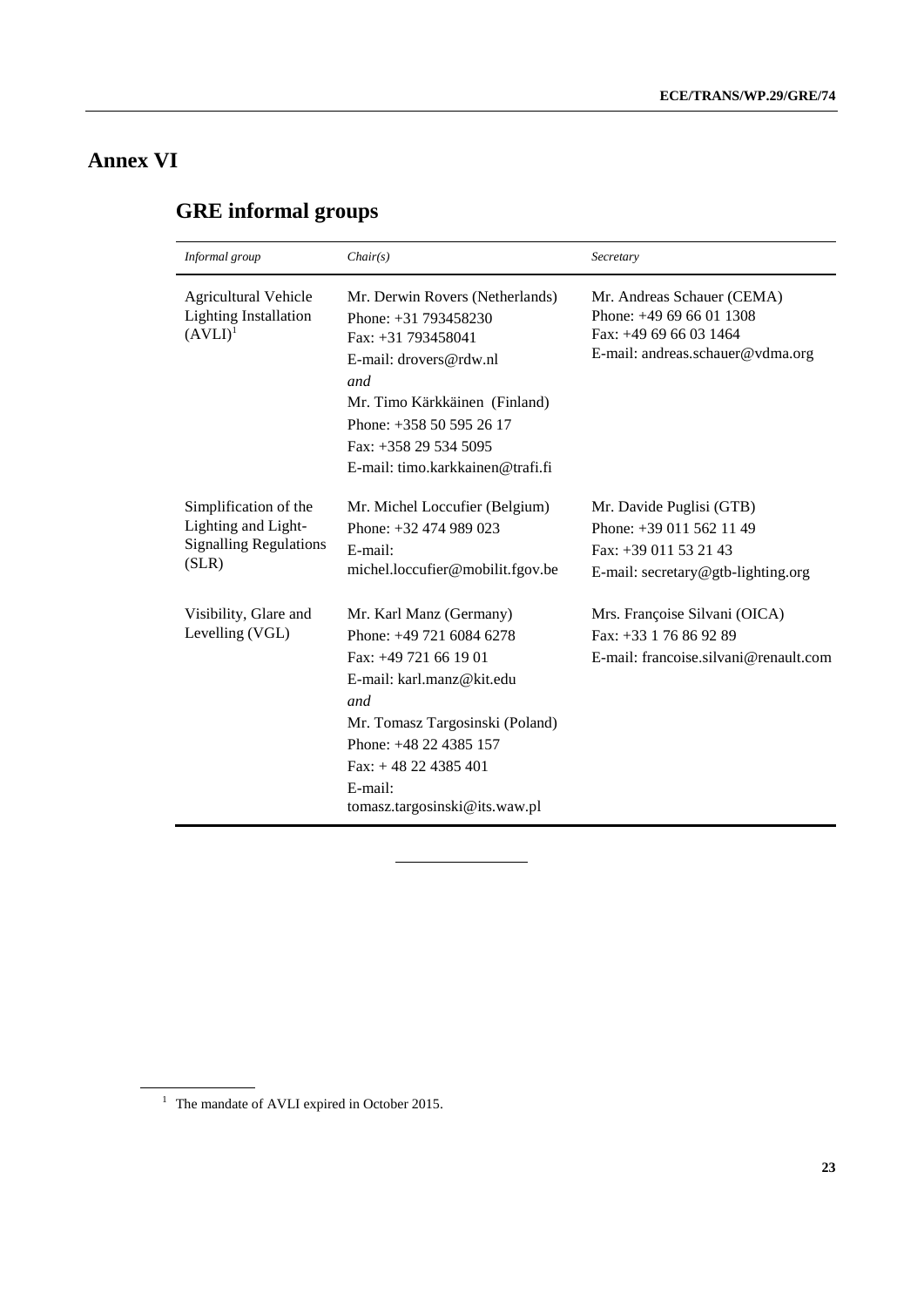# Annex VI

## GRE informal groups

| *Informal group* | *Chair(s)* | *Secretary* |
|---|---|---|
| Agricultural Vehicle Lighting Installation (AVLI)[1] | Mr. Derwin Rovers (Netherlands)<br>Phone: +31 793458230<br>Fax: +31 793458041<br>E-mail: drovers@rdw.nl<br>*and*<br>Mr. Timo Kärkkäinen (Finland)<br>Phone: +358 50 595 26 17<br>Fax: +358 29 534 5095<br>E-mail: timo.karkkainen@trafi.fi | Mr. Andreas Schauer (CEMA)<br>Phone: +49 69 66 01 1308<br>Fax: +49 69 66 03 1464<br>E-mail: andreas.schauer@vdma.org |
| Simplification of the Lighting and Light-Signalling Regulations (SLR) | Mr. Michel Loccufier (Belgium)<br>Phone: +32 474 989 023<br>E-mail: michel.loccufier@mobilit.fgov.be | Mr. Davide Puglisi (GTB)<br>Phone: +39 011 562 11 49<br>Fax: +39 011 53 21 43<br>E-mail: secretary@gtb-lighting.org |
| Visibility, Glare and Levelling (VGL) | Mr. Karl Manz (Germany)<br>Phone: +49 721 6084 6278<br>Fax: +49 721 66 19 01<br>E-mail: karl.manz@kit.edu<br>*and*<br>Mr. Tomasz Targosinski (Poland)<br>Phone: +48 22 4385 157<br>Fax: + 48 22 4385 401<br>E-mail: tomasz.targosinski@its.waw.pl | Mrs. Françoise Silvani (OICA)<br>Fax: +33 1 76 86 92 89<br>E-mail: francoise.silvani@renault.com |

[1] The mandate of AVLI expired in October 2015.